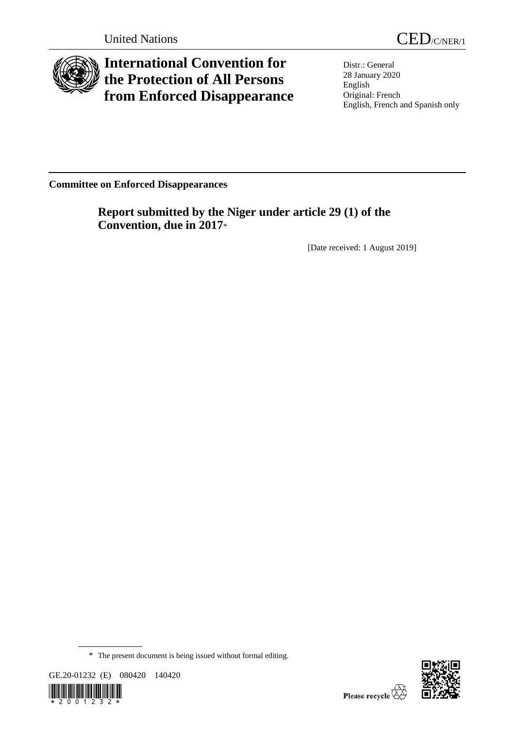United Nations

CED/C/NER/1

# International Convention for the Protection of All Persons from Enforced Disappearance

Distr.: General
28 January 2020
English
Original: French
English, French and Spanish only

**Committee on Enforced Disappearances**

## Report submitted by the Niger under article 29 (1) of the Convention, due in 2017*

[Date received: 1 August 2019]

\* The present document is being issued without formal editing.

GE.20-01232 (E) 080420 140420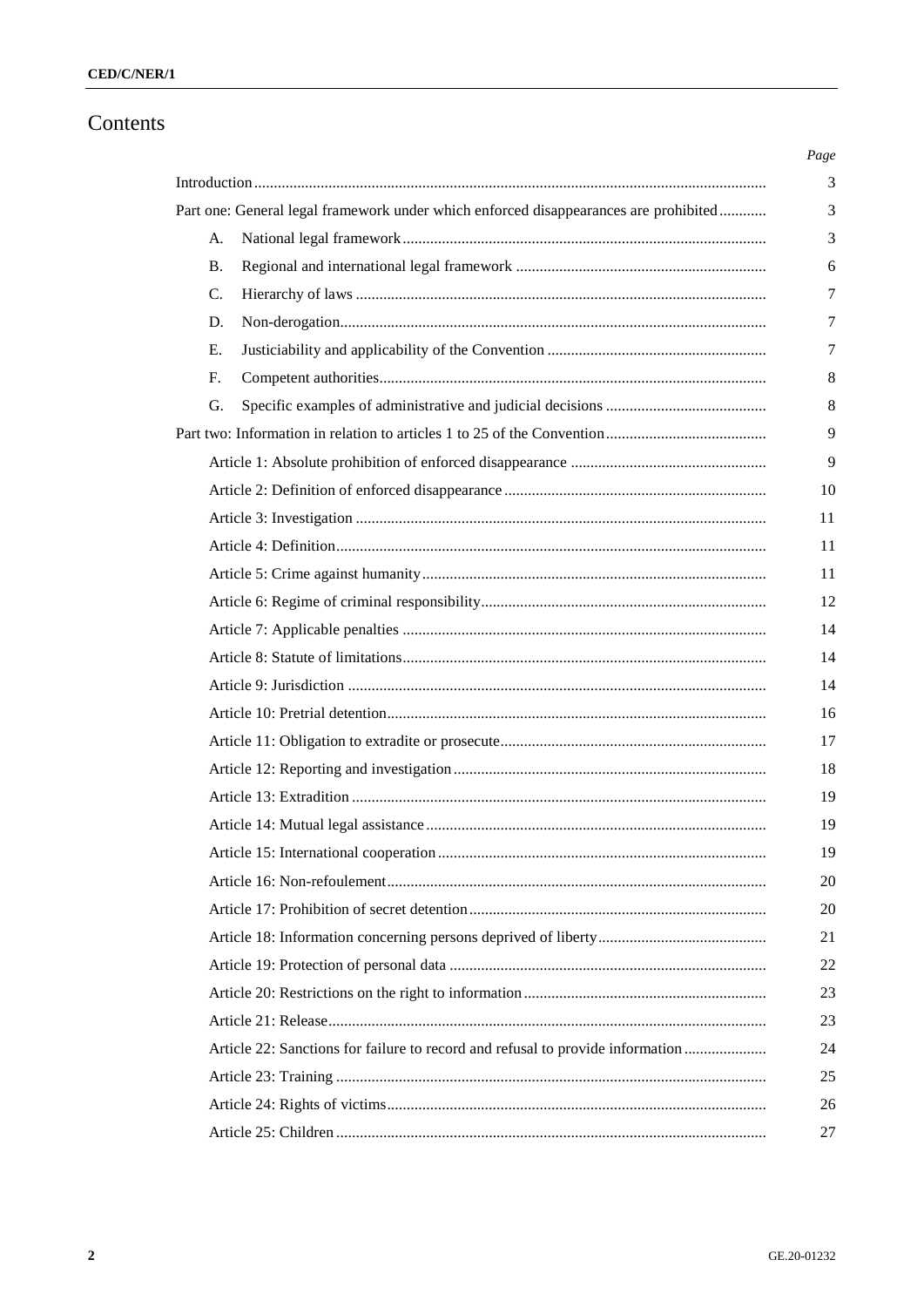# Contents

| | Page |
|---|---|
| Introduction | 3 |
| Part one: General legal framework under which enforced disappearances are prohibited | 3 |
| A. National legal framework | 3 |
| B. Regional and international legal framework | 6 |
| C. Hierarchy of laws | 7 |
| D. Non-derogation | 7 |
| E. Justiciability and applicability of the Convention | 7 |
| F. Competent authorities | 8 |
| G. Specific examples of administrative and judicial decisions | 8 |
| Part two: Information in relation to articles 1 to 25 of the Convention | 9 |
| Article 1: Absolute prohibition of enforced disappearance | 9 |
| Article 2: Definition of enforced disappearance | 10 |
| Article 3: Investigation | 11 |
| Article 4: Definition | 11 |
| Article 5: Crime against humanity | 11 |
| Article 6: Regime of criminal responsibility | 12 |
| Article 7: Applicable penalties | 14 |
| Article 8: Statute of limitations | 14 |
| Article 9: Jurisdiction | 14 |
| Article 10: Pretrial detention | 16 |
| Article 11: Obligation to extradite or prosecute | 17 |
| Article 12: Reporting and investigation | 18 |
| Article 13: Extradition | 19 |
| Article 14: Mutual legal assistance | 19 |
| Article 15: International cooperation | 19 |
| Article 16: Non-refoulement | 20 |
| Article 17: Prohibition of secret detention | 20 |
| Article 18: Information concerning persons deprived of liberty | 21 |
| Article 19: Protection of personal data | 22 |
| Article 20: Restrictions on the right to information | 23 |
| Article 21: Release | 23 |
| Article 22: Sanctions for failure to record and refusal to provide information | 24 |
| Article 23: Training | 25 |
| Article 24: Rights of victims | 26 |
| Article 25: Children | 27 |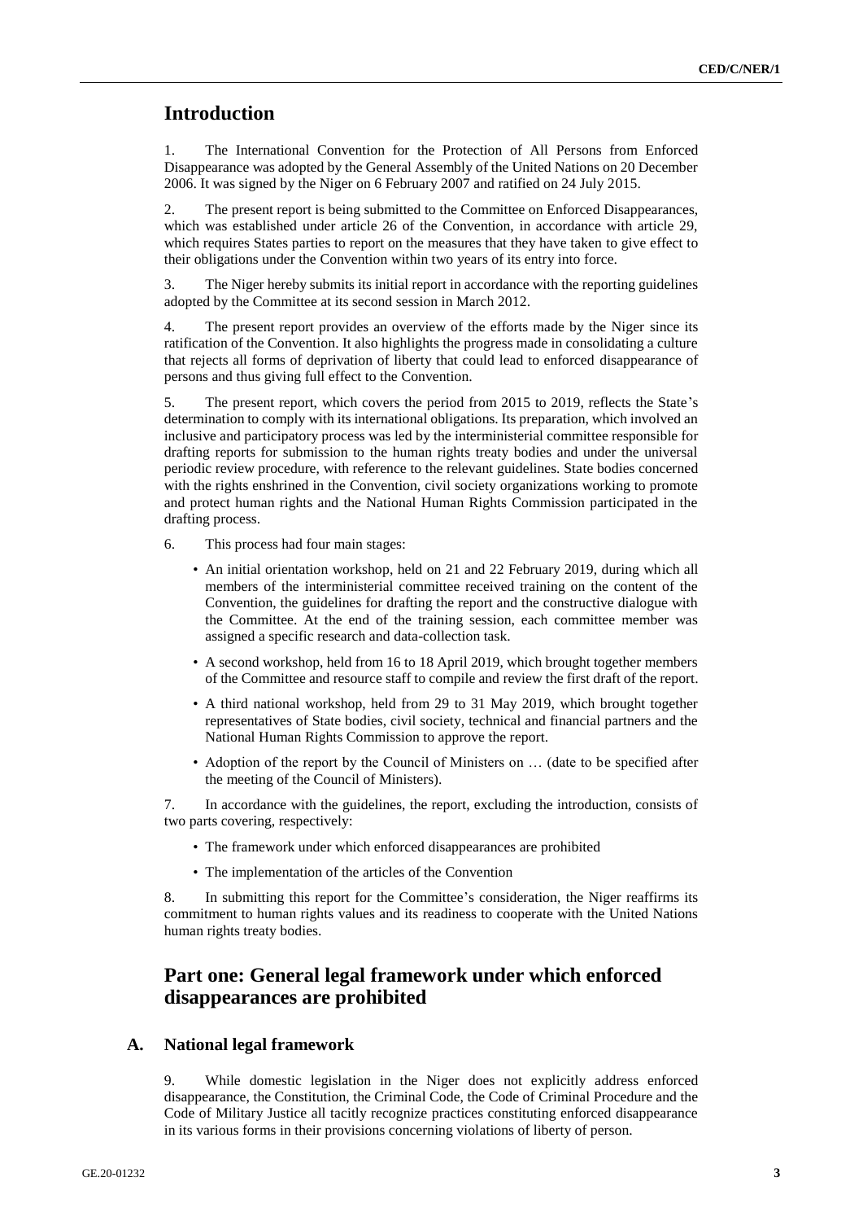## Introduction

1. The International Convention for the Protection of All Persons from Enforced Disappearance was adopted by the General Assembly of the United Nations on 20 December 2006. It was signed by the Niger on 6 February 2007 and ratified on 24 July 2015.

2. The present report is being submitted to the Committee on Enforced Disappearances, which was established under article 26 of the Convention, in accordance with article 29, which requires States parties to report on the measures that they have taken to give effect to their obligations under the Convention within two years of its entry into force.

3. The Niger hereby submits its initial report in accordance with the reporting guidelines adopted by the Committee at its second session in March 2012.

4. The present report provides an overview of the efforts made by the Niger since its ratification of the Convention. It also highlights the progress made in consolidating a culture that rejects all forms of deprivation of liberty that could lead to enforced disappearance of persons and thus giving full effect to the Convention.

5. The present report, which covers the period from 2015 to 2019, reflects the State's determination to comply with its international obligations. Its preparation, which involved an inclusive and participatory process was led by the interministerial committee responsible for drafting reports for submission to the human rights treaty bodies and under the universal periodic review procedure, with reference to the relevant guidelines. State bodies concerned with the rights enshrined in the Convention, civil society organizations working to promote and protect human rights and the National Human Rights Commission participated in the drafting process.

6. This process had four main stages:

- An initial orientation workshop, held on 21 and 22 February 2019, during which all members of the interministerial committee received training on the content of the Convention, the guidelines for drafting the report and the constructive dialogue with the Committee. At the end of the training session, each committee member was assigned a specific research and data-collection task.
- A second workshop, held from 16 to 18 April 2019, which brought together members of the Committee and resource staff to compile and review the first draft of the report.
- A third national workshop, held from 29 to 31 May 2019, which brought together representatives of State bodies, civil society, technical and financial partners and the National Human Rights Commission to approve the report.
- Adoption of the report by the Council of Ministers on … (date to be specified after the meeting of the Council of Ministers).

7. In accordance with the guidelines, the report, excluding the introduction, consists of two parts covering, respectively:

- The framework under which enforced disappearances are prohibited
- The implementation of the articles of the Convention

8. In submitting this report for the Committee's consideration, the Niger reaffirms its commitment to human rights values and its readiness to cooperate with the United Nations human rights treaty bodies.

## Part one: General legal framework under which enforced disappearances are prohibited

### A. National legal framework

9. While domestic legislation in the Niger does not explicitly address enforced disappearance, the Constitution, the Criminal Code, the Code of Criminal Procedure and the Code of Military Justice all tacitly recognize practices constituting enforced disappearance in its various forms in their provisions concerning violations of liberty of person.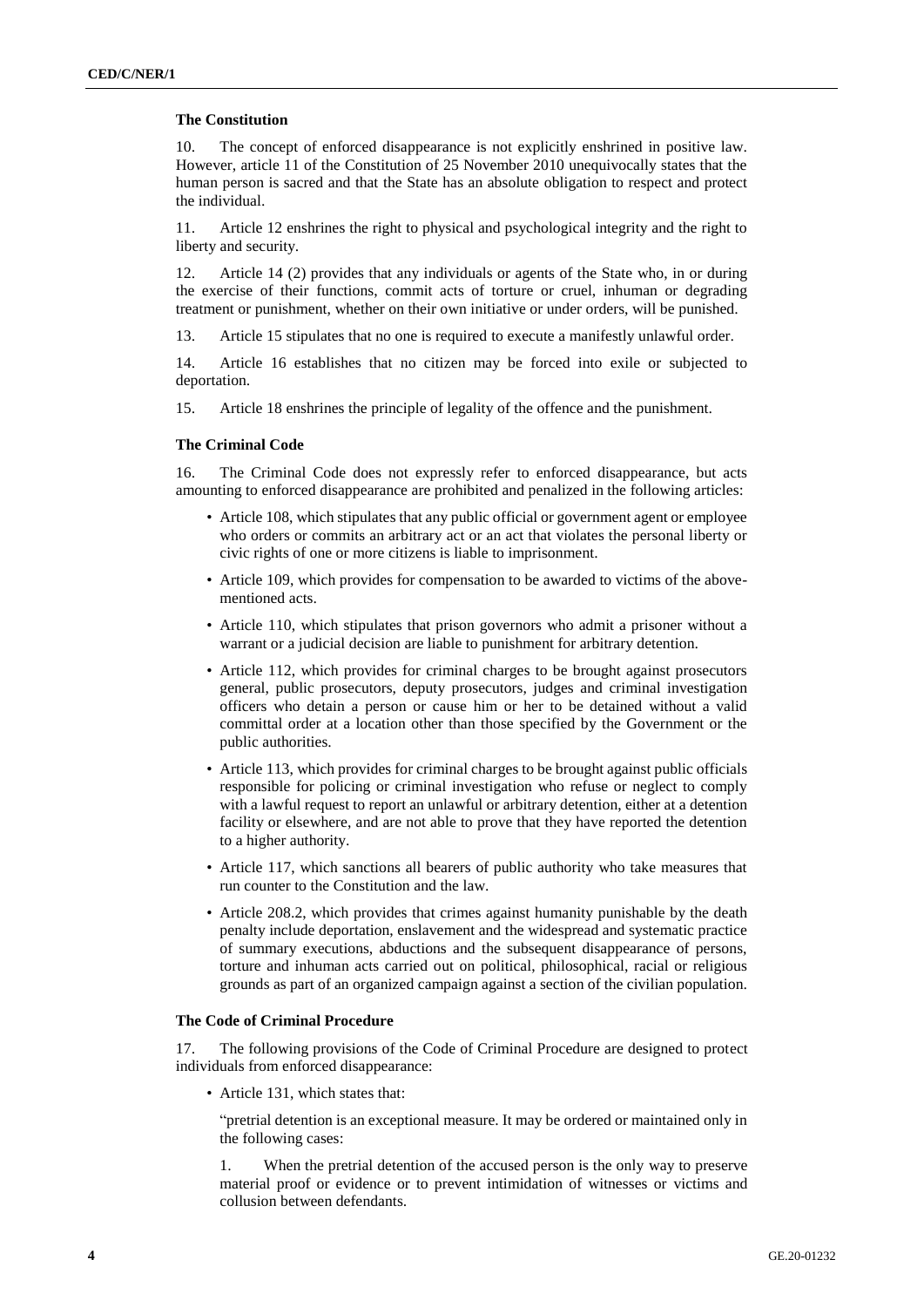### The Constitution

10. The concept of enforced disappearance is not explicitly enshrined in positive law. However, article 11 of the Constitution of 25 November 2010 unequivocally states that the human person is sacred and that the State has an absolute obligation to respect and protect the individual.

11. Article 12 enshrines the right to physical and psychological integrity and the right to liberty and security.

12. Article 14 (2) provides that any individuals or agents of the State who, in or during the exercise of their functions, commit acts of torture or cruel, inhuman or degrading treatment or punishment, whether on their own initiative or under orders, will be punished.

13. Article 15 stipulates that no one is required to execute a manifestly unlawful order.

14. Article 16 establishes that no citizen may be forced into exile or subjected to deportation.

15. Article 18 enshrines the principle of legality of the offence and the punishment.

### The Criminal Code

16. The Criminal Code does not expressly refer to enforced disappearance, but acts amounting to enforced disappearance are prohibited and penalized in the following articles:

- Article 108, which stipulates that any public official or government agent or employee who orders or commits an arbitrary act or an act that violates the personal liberty or civic rights of one or more citizens is liable to imprisonment.
- Article 109, which provides for compensation to be awarded to victims of the above-mentioned acts.
- Article 110, which stipulates that prison governors who admit a prisoner without a warrant or a judicial decision are liable to punishment for arbitrary detention.
- Article 112, which provides for criminal charges to be brought against prosecutors general, public prosecutors, deputy prosecutors, judges and criminal investigation officers who detain a person or cause him or her to be detained without a valid committal order at a location other than those specified by the Government or the public authorities.
- Article 113, which provides for criminal charges to be brought against public officials responsible for policing or criminal investigation who refuse or neglect to comply with a lawful request to report an unlawful or arbitrary detention, either at a detention facility or elsewhere, and are not able to prove that they have reported the detention to a higher authority.
- Article 117, which sanctions all bearers of public authority who take measures that run counter to the Constitution and the law.
- Article 208.2, which provides that crimes against humanity punishable by the death penalty include deportation, enslavement and the widespread and systematic practice of summary executions, abductions and the subsequent disappearance of persons, torture and inhuman acts carried out on political, philosophical, racial or religious grounds as part of an organized campaign against a section of the civilian population.

### The Code of Criminal Procedure

17. The following provisions of the Code of Criminal Procedure are designed to protect individuals from enforced disappearance:

- Article 131, which states that:

  "pretrial detention is an exceptional measure. It may be ordered or maintained only in the following cases:

  1. When the pretrial detention of the accused person is the only way to preserve material proof or evidence or to prevent intimidation of witnesses or victims and collusion between defendants.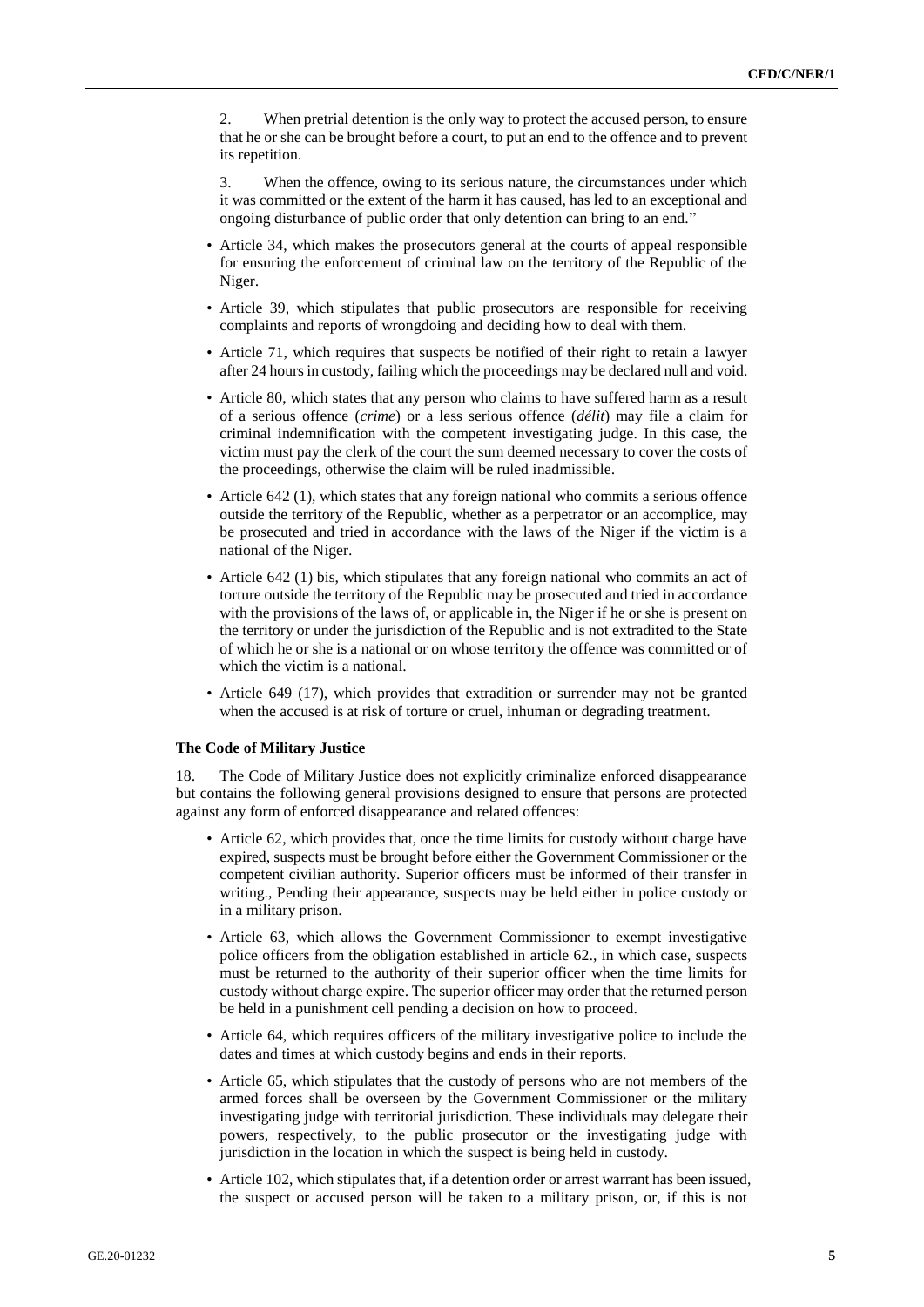2. When pretrial detention is the only way to protect the accused person, to ensure that he or she can be brought before a court, to put an end to the offence and to prevent its repetition.

3. When the offence, owing to its serious nature, the circumstances under which it was committed or the extent of the harm it has caused, has led to an exceptional and ongoing disturbance of public order that only detention can bring to an end."

- Article 34, which makes the prosecutors general at the courts of appeal responsible for ensuring the enforcement of criminal law on the territory of the Republic of the Niger.
- Article 39, which stipulates that public prosecutors are responsible for receiving complaints and reports of wrongdoing and deciding how to deal with them.
- Article 71, which requires that suspects be notified of their right to retain a lawyer after 24 hours in custody, failing which the proceedings may be declared null and void.
- Article 80, which states that any person who claims to have suffered harm as a result of a serious offence (*crime*) or a less serious offence (*délit*) may file a claim for criminal indemnification with the competent investigating judge. In this case, the victim must pay the clerk of the court the sum deemed necessary to cover the costs of the proceedings, otherwise the claim will be ruled inadmissible.
- Article 642 (1), which states that any foreign national who commits a serious offence outside the territory of the Republic, whether as a perpetrator or an accomplice, may be prosecuted and tried in accordance with the laws of the Niger if the victim is a national of the Niger.
- Article 642 (1) bis, which stipulates that any foreign national who commits an act of torture outside the territory of the Republic may be prosecuted and tried in accordance with the provisions of the laws of, or applicable in, the Niger if he or she is present on the territory or under the jurisdiction of the Republic and is not extradited to the State of which he or she is a national or on whose territory the offence was committed or of which the victim is a national.
- Article 649 (17), which provides that extradition or surrender may not be granted when the accused is at risk of torture or cruel, inhuman or degrading treatment.

**The Code of Military Justice**

18. The Code of Military Justice does not explicitly criminalize enforced disappearance but contains the following general provisions designed to ensure that persons are protected against any form of enforced disappearance and related offences:

- Article 62, which provides that, once the time limits for custody without charge have expired, suspects must be brought before either the Government Commissioner or the competent civilian authority. Superior officers must be informed of their transfer in writing., Pending their appearance, suspects may be held either in police custody or in a military prison.
- Article 63, which allows the Government Commissioner to exempt investigative police officers from the obligation established in article 62., in which case, suspects must be returned to the authority of their superior officer when the time limits for custody without charge expire. The superior officer may order that the returned person be held in a punishment cell pending a decision on how to proceed.
- Article 64, which requires officers of the military investigative police to include the dates and times at which custody begins and ends in their reports.
- Article 65, which stipulates that the custody of persons who are not members of the armed forces shall be overseen by the Government Commissioner or the military investigating judge with territorial jurisdiction. These individuals may delegate their powers, respectively, to the public prosecutor or the investigating judge with jurisdiction in the location in which the suspect is being held in custody.
- Article 102, which stipulates that, if a detention order or arrest warrant has been issued, the suspect or accused person will be taken to a military prison, or, if this is not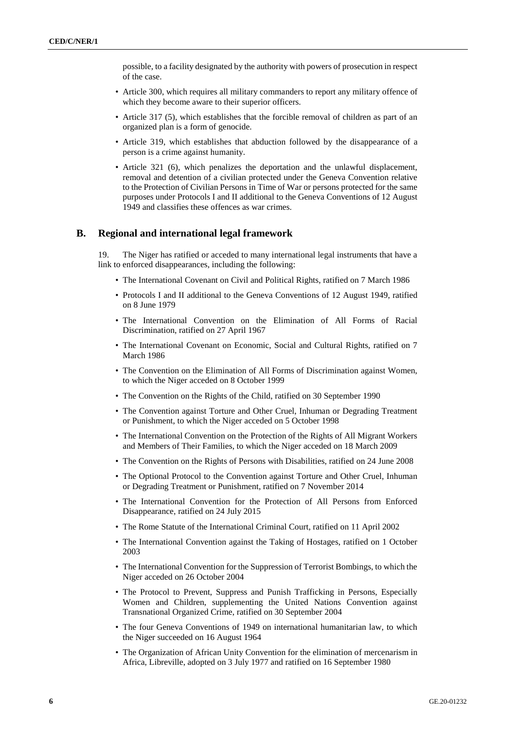possible, to a facility designated by the authority with powers of prosecution in respect of the case.

- Article 300, which requires all military commanders to report any military offence of which they become aware to their superior officers.
- Article 317 (5), which establishes that the forcible removal of children as part of an organized plan is a form of genocide.
- Article 319, which establishes that abduction followed by the disappearance of a person is a crime against humanity.
- Article 321 (6), which penalizes the deportation and the unlawful displacement, removal and detention of a civilian protected under the Geneva Convention relative to the Protection of Civilian Persons in Time of War or persons protected for the same purposes under Protocols I and II additional to the Geneva Conventions of 12 August 1949 and classifies these offences as war crimes.

## B. Regional and international legal framework

19. The Niger has ratified or acceded to many international legal instruments that have a link to enforced disappearances, including the following:

- The International Covenant on Civil and Political Rights, ratified on 7 March 1986
- Protocols I and II additional to the Geneva Conventions of 12 August 1949, ratified on 8 June 1979
- The International Convention on the Elimination of All Forms of Racial Discrimination, ratified on 27 April 1967
- The International Covenant on Economic, Social and Cultural Rights, ratified on 7 March 1986
- The Convention on the Elimination of All Forms of Discrimination against Women, to which the Niger acceded on 8 October 1999
- The Convention on the Rights of the Child, ratified on 30 September 1990
- The Convention against Torture and Other Cruel, Inhuman or Degrading Treatment or Punishment, to which the Niger acceded on 5 October 1998
- The International Convention on the Protection of the Rights of All Migrant Workers and Members of Their Families, to which the Niger acceded on 18 March 2009
- The Convention on the Rights of Persons with Disabilities, ratified on 24 June 2008
- The Optional Protocol to the Convention against Torture and Other Cruel, Inhuman or Degrading Treatment or Punishment, ratified on 7 November 2014
- The International Convention for the Protection of All Persons from Enforced Disappearance, ratified on 24 July 2015
- The Rome Statute of the International Criminal Court, ratified on 11 April 2002
- The International Convention against the Taking of Hostages, ratified on 1 October 2003
- The International Convention for the Suppression of Terrorist Bombings, to which the Niger acceded on 26 October 2004
- The Protocol to Prevent, Suppress and Punish Trafficking in Persons, Especially Women and Children, supplementing the United Nations Convention against Transnational Organized Crime, ratified on 30 September 2004
- The four Geneva Conventions of 1949 on international humanitarian law, to which the Niger succeeded on 16 August 1964
- The Organization of African Unity Convention for the elimination of mercenarism in Africa, Libreville, adopted on 3 July 1977 and ratified on 16 September 1980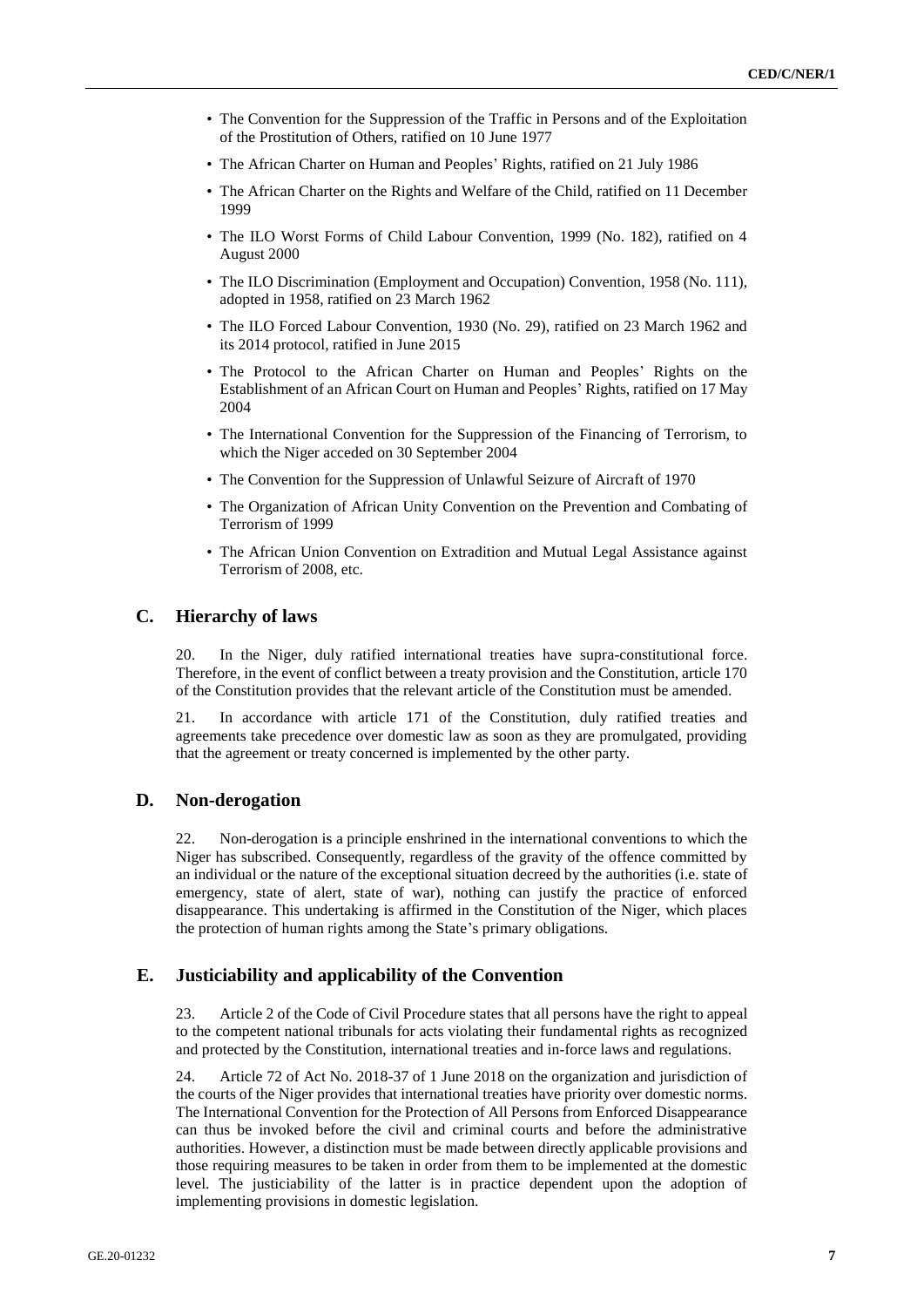- The Convention for the Suppression of the Traffic in Persons and of the Exploitation of the Prostitution of Others, ratified on 10 June 1977
- The African Charter on Human and Peoples' Rights, ratified on 21 July 1986
- The African Charter on the Rights and Welfare of the Child, ratified on 11 December 1999
- The ILO Worst Forms of Child Labour Convention, 1999 (No. 182), ratified on 4 August 2000
- The ILO Discrimination (Employment and Occupation) Convention, 1958 (No. 111), adopted in 1958, ratified on 23 March 1962
- The ILO Forced Labour Convention, 1930 (No. 29), ratified on 23 March 1962 and its 2014 protocol, ratified in June 2015
- The Protocol to the African Charter on Human and Peoples' Rights on the Establishment of an African Court on Human and Peoples' Rights, ratified on 17 May 2004
- The International Convention for the Suppression of the Financing of Terrorism, to which the Niger acceded on 30 September 2004
- The Convention for the Suppression of Unlawful Seizure of Aircraft of 1970
- The Organization of African Unity Convention on the Prevention and Combating of Terrorism of 1999
- The African Union Convention on Extradition and Mutual Legal Assistance against Terrorism of 2008, etc.

## C. Hierarchy of laws

20. In the Niger, duly ratified international treaties have supra-constitutional force. Therefore, in the event of conflict between a treaty provision and the Constitution, article 170 of the Constitution provides that the relevant article of the Constitution must be amended.

21. In accordance with article 171 of the Constitution, duly ratified treaties and agreements take precedence over domestic law as soon as they are promulgated, providing that the agreement or treaty concerned is implemented by the other party.

## D. Non-derogation

22. Non-derogation is a principle enshrined in the international conventions to which the Niger has subscribed. Consequently, regardless of the gravity of the offence committed by an individual or the nature of the exceptional situation decreed by the authorities (i.e. state of emergency, state of alert, state of war), nothing can justify the practice of enforced disappearance. This undertaking is affirmed in the Constitution of the Niger, which places the protection of human rights among the State's primary obligations.

## E. Justiciability and applicability of the Convention

23. Article 2 of the Code of Civil Procedure states that all persons have the right to appeal to the competent national tribunals for acts violating their fundamental rights as recognized and protected by the Constitution, international treaties and in-force laws and regulations.

24. Article 72 of Act No. 2018-37 of 1 June 2018 on the organization and jurisdiction of the courts of the Niger provides that international treaties have priority over domestic norms. The International Convention for the Protection of All Persons from Enforced Disappearance can thus be invoked before the civil and criminal courts and before the administrative authorities. However, a distinction must be made between directly applicable provisions and those requiring measures to be taken in order from them to be implemented at the domestic level. The justiciability of the latter is in practice dependent upon the adoption of implementing provisions in domestic legislation.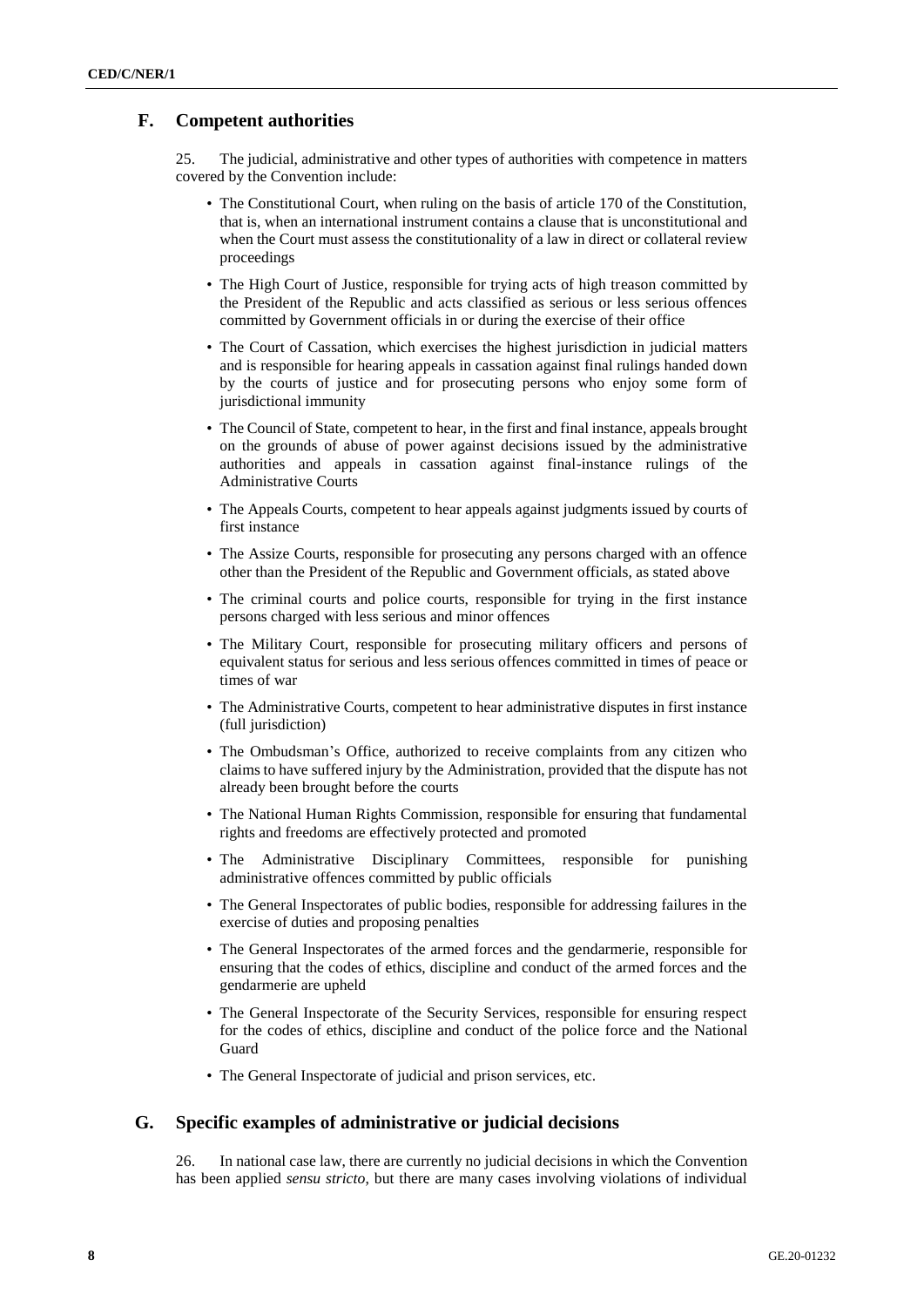## F. Competent authorities

25. The judicial, administrative and other types of authorities with competence in matters covered by the Convention include:

- The Constitutional Court, when ruling on the basis of article 170 of the Constitution, that is, when an international instrument contains a clause that is unconstitutional and when the Court must assess the constitutionality of a law in direct or collateral review proceedings
- The High Court of Justice, responsible for trying acts of high treason committed by the President of the Republic and acts classified as serious or less serious offences committed by Government officials in or during the exercise of their office
- The Court of Cassation, which exercises the highest jurisdiction in judicial matters and is responsible for hearing appeals in cassation against final rulings handed down by the courts of justice and for prosecuting persons who enjoy some form of jurisdictional immunity
- The Council of State, competent to hear, in the first and final instance, appeals brought on the grounds of abuse of power against decisions issued by the administrative authorities and appeals in cassation against final-instance rulings of the Administrative Courts
- The Appeals Courts, competent to hear appeals against judgments issued by courts of first instance
- The Assize Courts, responsible for prosecuting any persons charged with an offence other than the President of the Republic and Government officials, as stated above
- The criminal courts and police courts, responsible for trying in the first instance persons charged with less serious and minor offences
- The Military Court, responsible for prosecuting military officers and persons of equivalent status for serious and less serious offences committed in times of peace or times of war
- The Administrative Courts, competent to hear administrative disputes in first instance (full jurisdiction)
- The Ombudsman's Office, authorized to receive complaints from any citizen who claims to have suffered injury by the Administration, provided that the dispute has not already been brought before the courts
- The National Human Rights Commission, responsible for ensuring that fundamental rights and freedoms are effectively protected and promoted
- The Administrative Disciplinary Committees, responsible for punishing administrative offences committed by public officials
- The General Inspectorates of public bodies, responsible for addressing failures in the exercise of duties and proposing penalties
- The General Inspectorates of the armed forces and the gendarmerie, responsible for ensuring that the codes of ethics, discipline and conduct of the armed forces and the gendarmerie are upheld
- The General Inspectorate of the Security Services, responsible for ensuring respect for the codes of ethics, discipline and conduct of the police force and the National Guard
- The General Inspectorate of judicial and prison services, etc.

## G. Specific examples of administrative or judicial decisions

26. In national case law, there are currently no judicial decisions in which the Convention has been applied *sensu stricto*, but there are many cases involving violations of individual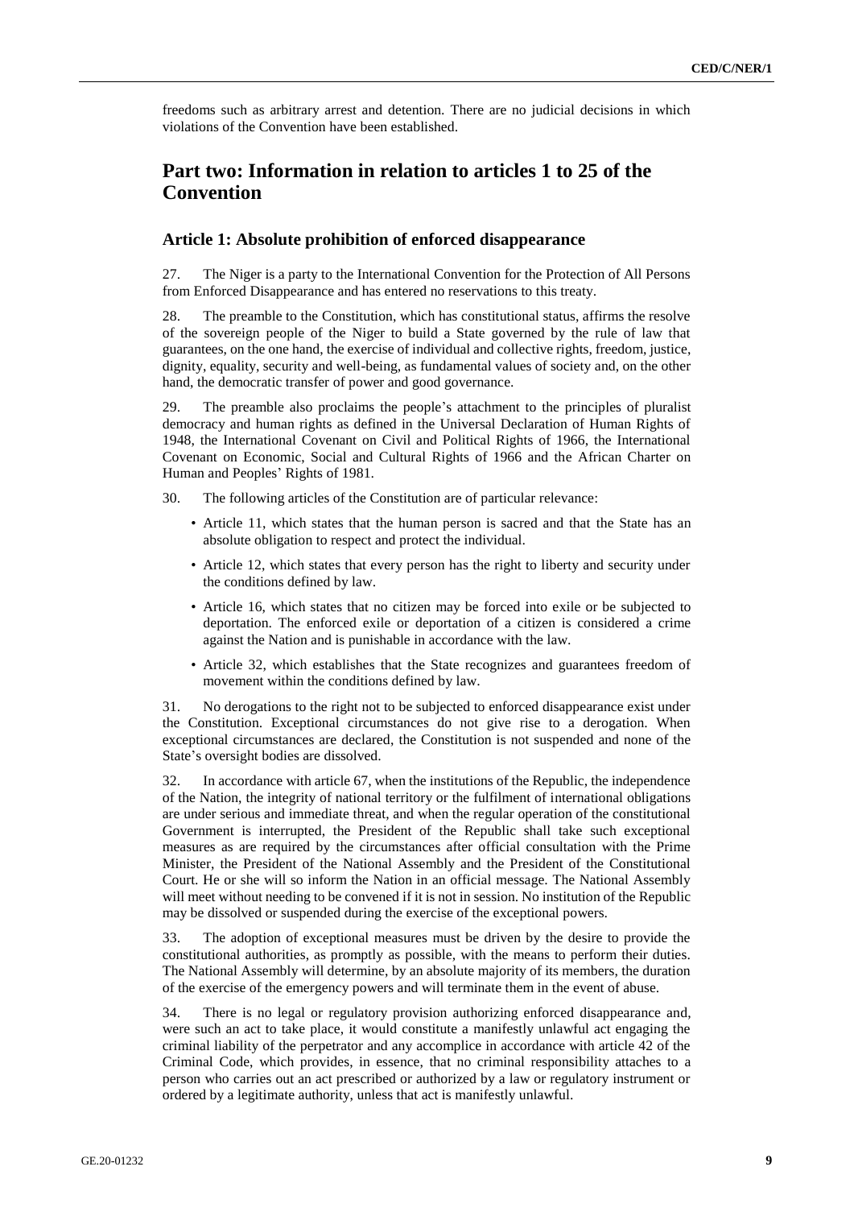freedoms such as arbitrary arrest and detention. There are no judicial decisions in which violations of the Convention have been established.

# Part two: Information in relation to articles 1 to 25 of the Convention

## Article 1: Absolute prohibition of enforced disappearance

27. The Niger is a party to the International Convention for the Protection of All Persons from Enforced Disappearance and has entered no reservations to this treaty.

28. The preamble to the Constitution, which has constitutional status, affirms the resolve of the sovereign people of the Niger to build a State governed by the rule of law that guarantees, on the one hand, the exercise of individual and collective rights, freedom, justice, dignity, equality, security and well-being, as fundamental values of society and, on the other hand, the democratic transfer of power and good governance.

29. The preamble also proclaims the people's attachment to the principles of pluralist democracy and human rights as defined in the Universal Declaration of Human Rights of 1948, the International Covenant on Civil and Political Rights of 1966, the International Covenant on Economic, Social and Cultural Rights of 1966 and the African Charter on Human and Peoples' Rights of 1981.

30. The following articles of the Constitution are of particular relevance:

- Article 11, which states that the human person is sacred and that the State has an absolute obligation to respect and protect the individual.
- Article 12, which states that every person has the right to liberty and security under the conditions defined by law.
- Article 16, which states that no citizen may be forced into exile or be subjected to deportation. The enforced exile or deportation of a citizen is considered a crime against the Nation and is punishable in accordance with the law.
- Article 32, which establishes that the State recognizes and guarantees freedom of movement within the conditions defined by law.

31. No derogations to the right not to be subjected to enforced disappearance exist under the Constitution. Exceptional circumstances do not give rise to a derogation. When exceptional circumstances are declared, the Constitution is not suspended and none of the State's oversight bodies are dissolved.

32. In accordance with article 67, when the institutions of the Republic, the independence of the Nation, the integrity of national territory or the fulfilment of international obligations are under serious and immediate threat, and when the regular operation of the constitutional Government is interrupted, the President of the Republic shall take such exceptional measures as are required by the circumstances after official consultation with the Prime Minister, the President of the National Assembly and the President of the Constitutional Court. He or she will so inform the Nation in an official message. The National Assembly will meet without needing to be convened if it is not in session. No institution of the Republic may be dissolved or suspended during the exercise of the exceptional powers.

33. The adoption of exceptional measures must be driven by the desire to provide the constitutional authorities, as promptly as possible, with the means to perform their duties. The National Assembly will determine, by an absolute majority of its members, the duration of the exercise of the emergency powers and will terminate them in the event of abuse.

34. There is no legal or regulatory provision authorizing enforced disappearance and, were such an act to take place, it would constitute a manifestly unlawful act engaging the criminal liability of the perpetrator and any accomplice in accordance with article 42 of the Criminal Code, which provides, in essence, that no criminal responsibility attaches to a person who carries out an act prescribed or authorized by a law or regulatory instrument or ordered by a legitimate authority, unless that act is manifestly unlawful.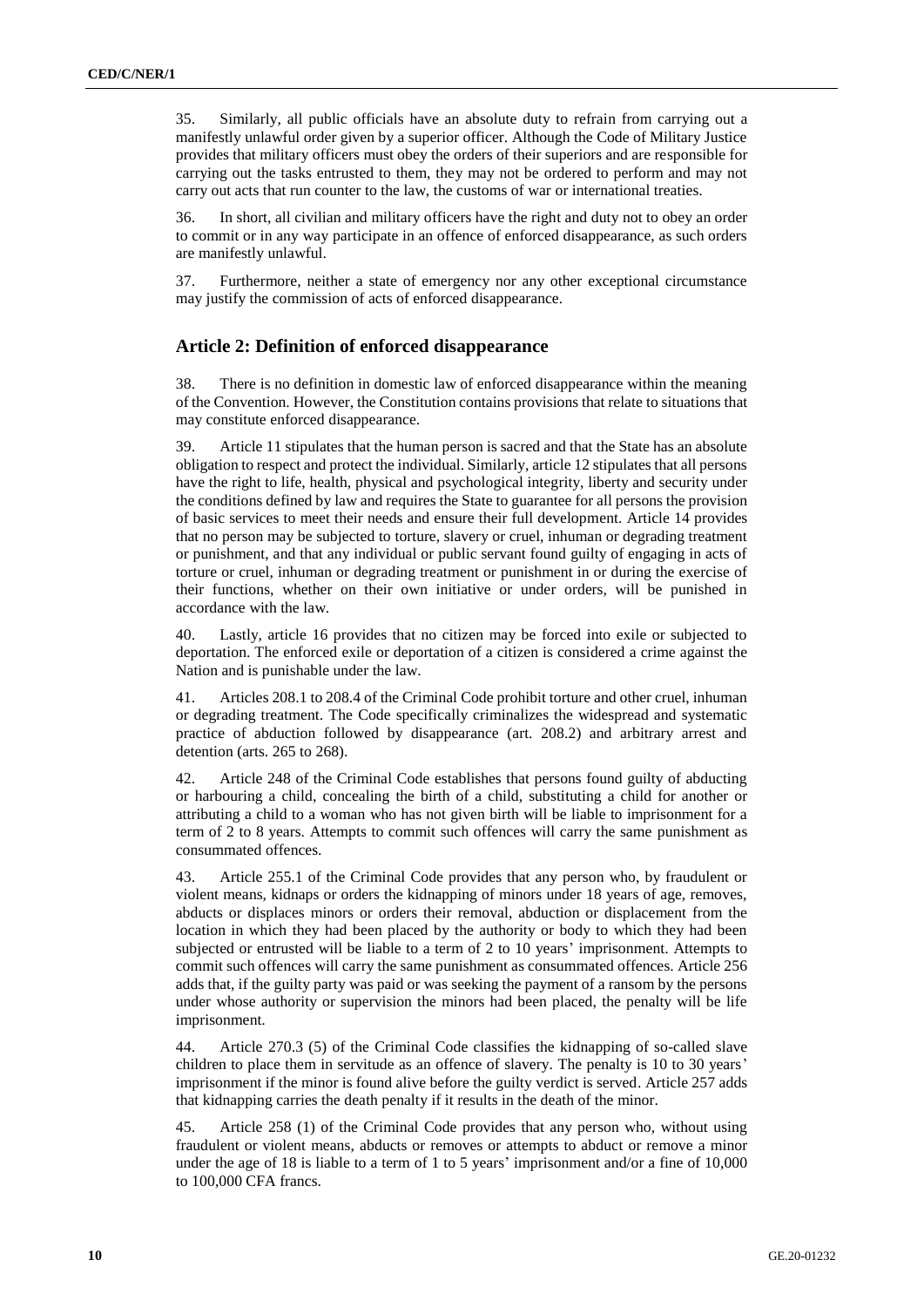35. Similarly, all public officials have an absolute duty to refrain from carrying out a manifestly unlawful order given by a superior officer. Although the Code of Military Justice provides that military officers must obey the orders of their superiors and are responsible for carrying out the tasks entrusted to them, they may not be ordered to perform and may not carry out acts that run counter to the law, the customs of war or international treaties.

36. In short, all civilian and military officers have the right and duty not to obey an order to commit or in any way participate in an offence of enforced disappearance, as such orders are manifestly unlawful.

37. Furthermore, neither a state of emergency nor any other exceptional circumstance may justify the commission of acts of enforced disappearance.

## Article 2: Definition of enforced disappearance

38. There is no definition in domestic law of enforced disappearance within the meaning of the Convention. However, the Constitution contains provisions that relate to situations that may constitute enforced disappearance.

39. Article 11 stipulates that the human person is sacred and that the State has an absolute obligation to respect and protect the individual. Similarly, article 12 stipulates that all persons have the right to life, health, physical and psychological integrity, liberty and security under the conditions defined by law and requires the State to guarantee for all persons the provision of basic services to meet their needs and ensure their full development. Article 14 provides that no person may be subjected to torture, slavery or cruel, inhuman or degrading treatment or punishment, and that any individual or public servant found guilty of engaging in acts of torture or cruel, inhuman or degrading treatment or punishment in or during the exercise of their functions, whether on their own initiative or under orders, will be punished in accordance with the law.

40. Lastly, article 16 provides that no citizen may be forced into exile or subjected to deportation. The enforced exile or deportation of a citizen is considered a crime against the Nation and is punishable under the law.

41. Articles 208.1 to 208.4 of the Criminal Code prohibit torture and other cruel, inhuman or degrading treatment. The Code specifically criminalizes the widespread and systematic practice of abduction followed by disappearance (art. 208.2) and arbitrary arrest and detention (arts. 265 to 268).

42. Article 248 of the Criminal Code establishes that persons found guilty of abducting or harbouring a child, concealing the birth of a child, substituting a child for another or attributing a child to a woman who has not given birth will be liable to imprisonment for a term of 2 to 8 years. Attempts to commit such offences will carry the same punishment as consummated offences.

43. Article 255.1 of the Criminal Code provides that any person who, by fraudulent or violent means, kidnaps or orders the kidnapping of minors under 18 years of age, removes, abducts or displaces minors or orders their removal, abduction or displacement from the location in which they had been placed by the authority or body to which they had been subjected or entrusted will be liable to a term of 2 to 10 years' imprisonment. Attempts to commit such offences will carry the same punishment as consummated offences. Article 256 adds that, if the guilty party was paid or was seeking the payment of a ransom by the persons under whose authority or supervision the minors had been placed, the penalty will be life imprisonment.

44. Article 270.3 (5) of the Criminal Code classifies the kidnapping of so-called slave children to place them in servitude as an offence of slavery. The penalty is 10 to 30 years' imprisonment if the minor is found alive before the guilty verdict is served. Article 257 adds that kidnapping carries the death penalty if it results in the death of the minor.

45. Article 258 (1) of the Criminal Code provides that any person who, without using fraudulent or violent means, abducts or removes or attempts to abduct or remove a minor under the age of 18 is liable to a term of 1 to 5 years' imprisonment and/or a fine of 10,000 to 100,000 CFA francs.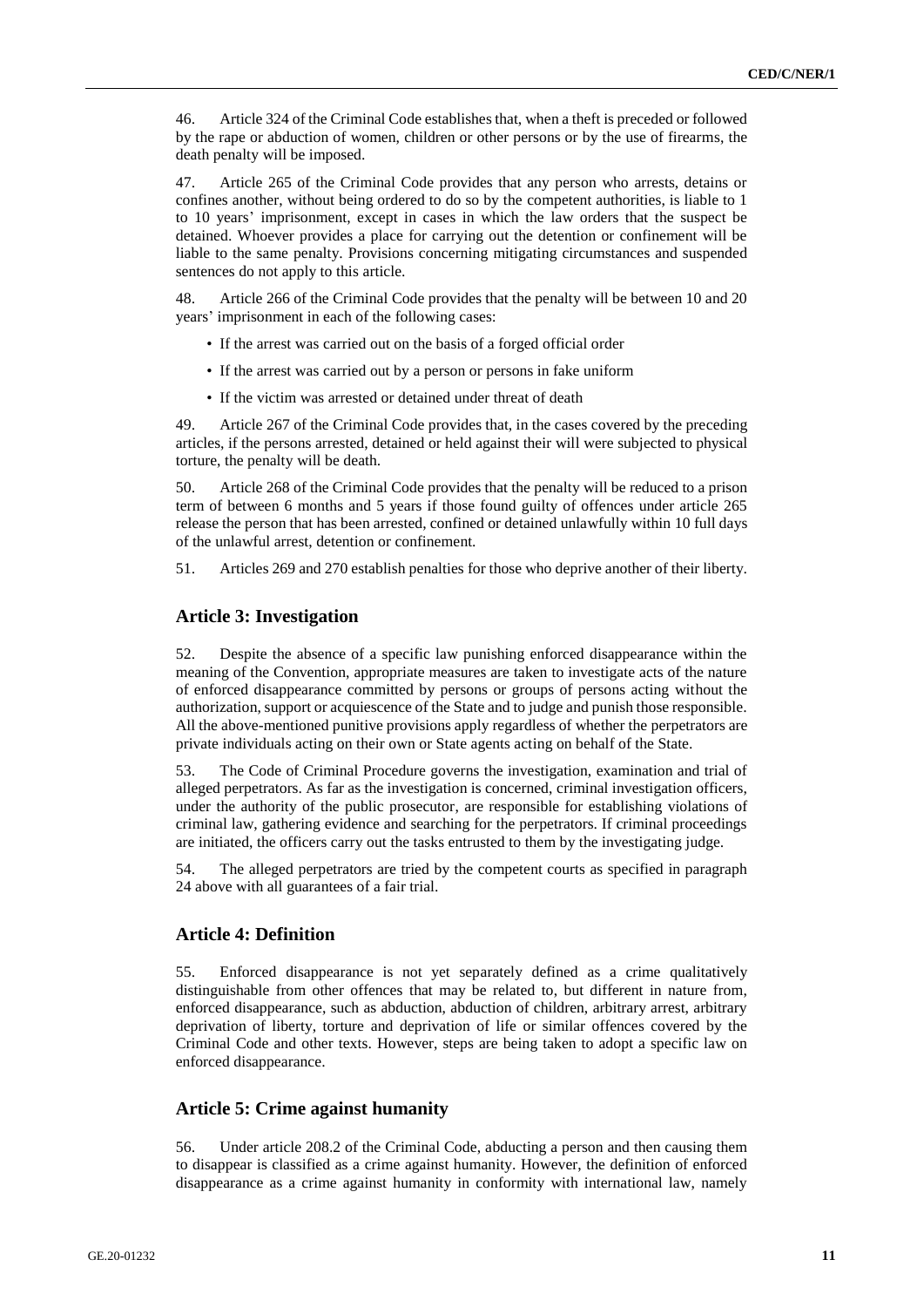46. Article 324 of the Criminal Code establishes that, when a theft is preceded or followed by the rape or abduction of women, children or other persons or by the use of firearms, the death penalty will be imposed.

47. Article 265 of the Criminal Code provides that any person who arrests, detains or confines another, without being ordered to do so by the competent authorities, is liable to 1 to 10 years' imprisonment, except in cases in which the law orders that the suspect be detained. Whoever provides a place for carrying out the detention or confinement will be liable to the same penalty. Provisions concerning mitigating circumstances and suspended sentences do not apply to this article.

48. Article 266 of the Criminal Code provides that the penalty will be between 10 and 20 years' imprisonment in each of the following cases:

- If the arrest was carried out on the basis of a forged official order
- If the arrest was carried out by a person or persons in fake uniform
- If the victim was arrested or detained under threat of death

49. Article 267 of the Criminal Code provides that, in the cases covered by the preceding articles, if the persons arrested, detained or held against their will were subjected to physical torture, the penalty will be death.

50. Article 268 of the Criminal Code provides that the penalty will be reduced to a prison term of between 6 months and 5 years if those found guilty of offences under article 265 release the person that has been arrested, confined or detained unlawfully within 10 full days of the unlawful arrest, detention or confinement.

51. Articles 269 and 270 establish penalties for those who deprive another of their liberty.

## Article 3: Investigation

52. Despite the absence of a specific law punishing enforced disappearance within the meaning of the Convention, appropriate measures are taken to investigate acts of the nature of enforced disappearance committed by persons or groups of persons acting without the authorization, support or acquiescence of the State and to judge and punish those responsible. All the above-mentioned punitive provisions apply regardless of whether the perpetrators are private individuals acting on their own or State agents acting on behalf of the State.

53. The Code of Criminal Procedure governs the investigation, examination and trial of alleged perpetrators. As far as the investigation is concerned, criminal investigation officers, under the authority of the public prosecutor, are responsible for establishing violations of criminal law, gathering evidence and searching for the perpetrators. If criminal proceedings are initiated, the officers carry out the tasks entrusted to them by the investigating judge.

54. The alleged perpetrators are tried by the competent courts as specified in paragraph 24 above with all guarantees of a fair trial.

## Article 4: Definition

55. Enforced disappearance is not yet separately defined as a crime qualitatively distinguishable from other offences that may be related to, but different in nature from, enforced disappearance, such as abduction, abduction of children, arbitrary arrest, arbitrary deprivation of liberty, torture and deprivation of life or similar offences covered by the Criminal Code and other texts. However, steps are being taken to adopt a specific law on enforced disappearance.

## Article 5: Crime against humanity

56. Under article 208.2 of the Criminal Code, abducting a person and then causing them to disappear is classified as a crime against humanity. However, the definition of enforced disappearance as a crime against humanity in conformity with international law, namely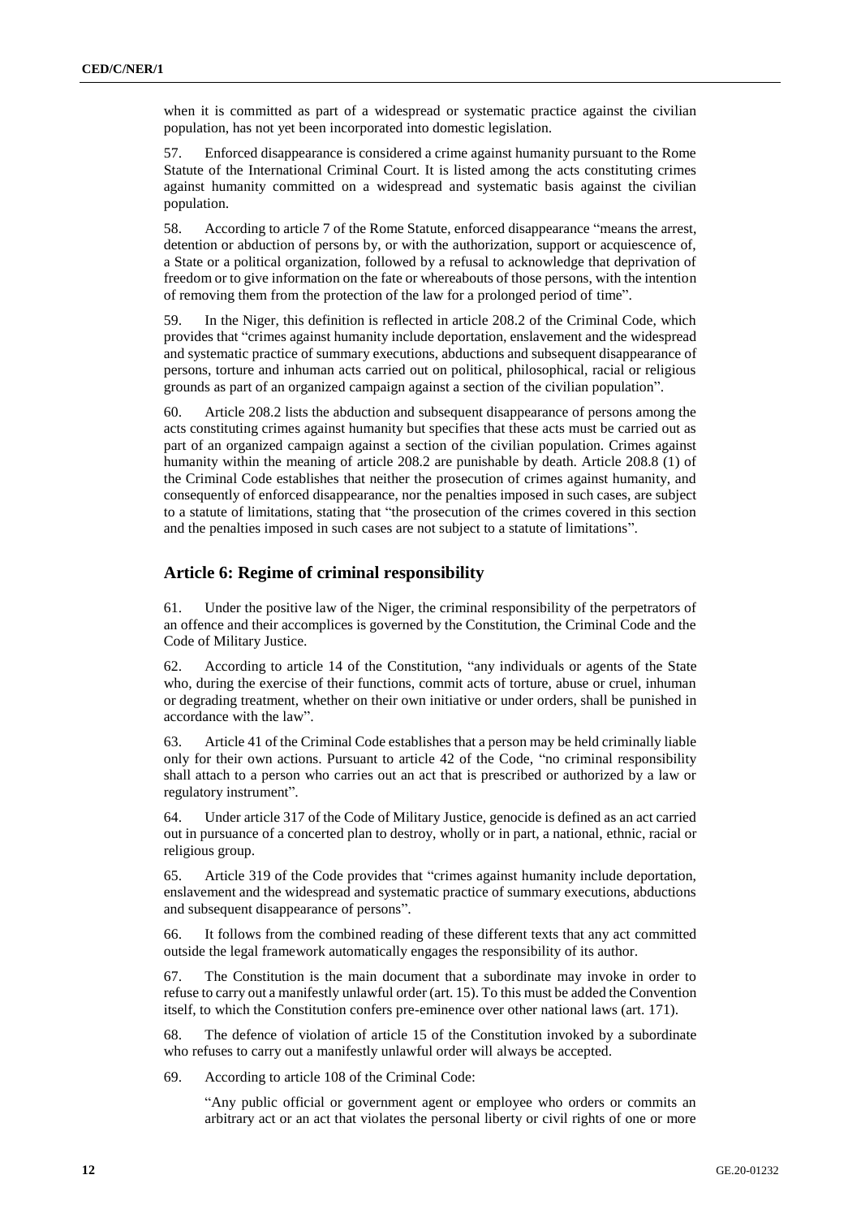when it is committed as part of a widespread or systematic practice against the civilian population, has not yet been incorporated into domestic legislation.

57. Enforced disappearance is considered a crime against humanity pursuant to the Rome Statute of the International Criminal Court. It is listed among the acts constituting crimes against humanity committed on a widespread and systematic basis against the civilian population.

58. According to article 7 of the Rome Statute, enforced disappearance "means the arrest, detention or abduction of persons by, or with the authorization, support or acquiescence of, a State or a political organization, followed by a refusal to acknowledge that deprivation of freedom or to give information on the fate or whereabouts of those persons, with the intention of removing them from the protection of the law for a prolonged period of time".

59. In the Niger, this definition is reflected in article 208.2 of the Criminal Code, which provides that "crimes against humanity include deportation, enslavement and the widespread and systematic practice of summary executions, abductions and subsequent disappearance of persons, torture and inhuman acts carried out on political, philosophical, racial or religious grounds as part of an organized campaign against a section of the civilian population".

60. Article 208.2 lists the abduction and subsequent disappearance of persons among the acts constituting crimes against humanity but specifies that these acts must be carried out as part of an organized campaign against a section of the civilian population. Crimes against humanity within the meaning of article 208.2 are punishable by death. Article 208.8 (1) of the Criminal Code establishes that neither the prosecution of crimes against humanity, and consequently of enforced disappearance, nor the penalties imposed in such cases, are subject to a statute of limitations, stating that "the prosecution of the crimes covered in this section and the penalties imposed in such cases are not subject to a statute of limitations".

## Article 6: Regime of criminal responsibility

61. Under the positive law of the Niger, the criminal responsibility of the perpetrators of an offence and their accomplices is governed by the Constitution, the Criminal Code and the Code of Military Justice.

62. According to article 14 of the Constitution, "any individuals or agents of the State who, during the exercise of their functions, commit acts of torture, abuse or cruel, inhuman or degrading treatment, whether on their own initiative or under orders, shall be punished in accordance with the law".

63. Article 41 of the Criminal Code establishes that a person may be held criminally liable only for their own actions. Pursuant to article 42 of the Code, "no criminal responsibility shall attach to a person who carries out an act that is prescribed or authorized by a law or regulatory instrument".

64. Under article 317 of the Code of Military Justice, genocide is defined as an act carried out in pursuance of a concerted plan to destroy, wholly or in part, a national, ethnic, racial or religious group.

65. Article 319 of the Code provides that "crimes against humanity include deportation, enslavement and the widespread and systematic practice of summary executions, abductions and subsequent disappearance of persons".

66. It follows from the combined reading of these different texts that any act committed outside the legal framework automatically engages the responsibility of its author.

67. The Constitution is the main document that a subordinate may invoke in order to refuse to carry out a manifestly unlawful order (art. 15). To this must be added the Convention itself, to which the Constitution confers pre-eminence over other national laws (art. 171).

68. The defence of violation of article 15 of the Constitution invoked by a subordinate who refuses to carry out a manifestly unlawful order will always be accepted.

69. According to article 108 of the Criminal Code:

> "Any public official or government agent or employee who orders or commits an arbitrary act or an act that violates the personal liberty or civil rights of one or more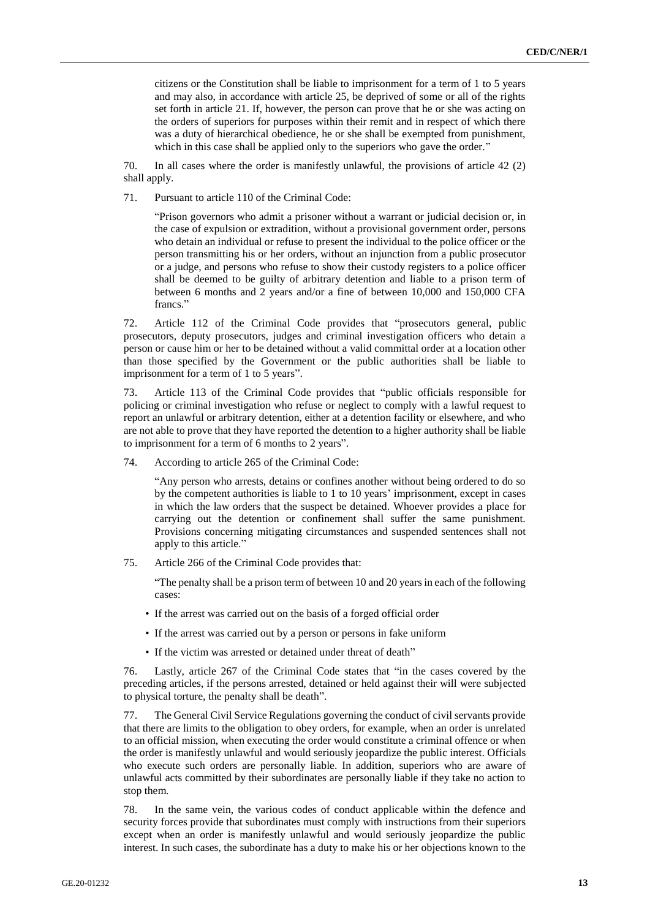citizens or the Constitution shall be liable to imprisonment for a term of 1 to 5 years and may also, in accordance with article 25, be deprived of some or all of the rights set forth in article 21. If, however, the person can prove that he or she was acting on the orders of superiors for purposes within their remit and in respect of which there was a duty of hierarchical obedience, he or she shall be exempted from punishment, which in this case shall be applied only to the superiors who gave the order."

70. In all cases where the order is manifestly unlawful, the provisions of article 42 (2) shall apply.

71. Pursuant to article 110 of the Criminal Code:

> "Prison governors who admit a prisoner without a warrant or judicial decision or, in the case of expulsion or extradition, without a provisional government order, persons who detain an individual or refuse to present the individual to the police officer or the person transmitting his or her orders, without an injunction from a public prosecutor or a judge, and persons who refuse to show their custody registers to a police officer shall be deemed to be guilty of arbitrary detention and liable to a prison term of between 6 months and 2 years and/or a fine of between 10,000 and 150,000 CFA francs."

72. Article 112 of the Criminal Code provides that "prosecutors general, public prosecutors, deputy prosecutors, judges and criminal investigation officers who detain a person or cause him or her to be detained without a valid committal order at a location other than those specified by the Government or the public authorities shall be liable to imprisonment for a term of 1 to 5 years".

73. Article 113 of the Criminal Code provides that "public officials responsible for policing or criminal investigation who refuse or neglect to comply with a lawful request to report an unlawful or arbitrary detention, either at a detention facility or elsewhere, and who are not able to prove that they have reported the detention to a higher authority shall be liable to imprisonment for a term of 6 months to 2 years".

74. According to article 265 of the Criminal Code:

> "Any person who arrests, detains or confines another without being ordered to do so by the competent authorities is liable to 1 to 10 years' imprisonment, except in cases in which the law orders that the suspect be detained. Whoever provides a place for carrying out the detention or confinement shall suffer the same punishment. Provisions concerning mitigating circumstances and suspended sentences shall not apply to this article."

75. Article 266 of the Criminal Code provides that:

> "The penalty shall be a prison term of between 10 and 20 years in each of the following cases:
>
> - If the arrest was carried out on the basis of a forged official order
> - If the arrest was carried out by a person or persons in fake uniform
> - If the victim was arrested or detained under threat of death"

76. Lastly, article 267 of the Criminal Code states that "in the cases covered by the preceding articles, if the persons arrested, detained or held against their will were subjected to physical torture, the penalty shall be death".

77. The General Civil Service Regulations governing the conduct of civil servants provide that there are limits to the obligation to obey orders, for example, when an order is unrelated to an official mission, when executing the order would constitute a criminal offence or when the order is manifestly unlawful and would seriously jeopardize the public interest. Officials who execute such orders are personally liable. In addition, superiors who are aware of unlawful acts committed by their subordinates are personally liable if they take no action to stop them.

78. In the same vein, the various codes of conduct applicable within the defence and security forces provide that subordinates must comply with instructions from their superiors except when an order is manifestly unlawful and would seriously jeopardize the public interest. In such cases, the subordinate has a duty to make his or her objections known to the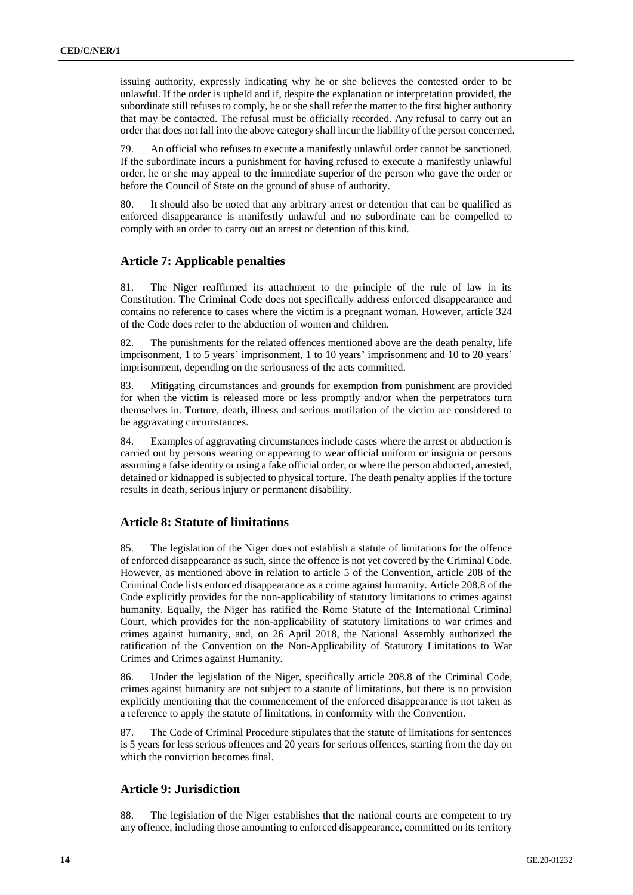issuing authority, expressly indicating why he or she believes the contested order to be unlawful. If the order is upheld and if, despite the explanation or interpretation provided, the subordinate still refuses to comply, he or she shall refer the matter to the first higher authority that may be contacted. The refusal must be officially recorded. Any refusal to carry out an order that does not fall into the above category shall incur the liability of the person concerned.

79. An official who refuses to execute a manifestly unlawful order cannot be sanctioned. If the subordinate incurs a punishment for having refused to execute a manifestly unlawful order, he or she may appeal to the immediate superior of the person who gave the order or before the Council of State on the ground of abuse of authority.

80. It should also be noted that any arbitrary arrest or detention that can be qualified as enforced disappearance is manifestly unlawful and no subordinate can be compelled to comply with an order to carry out an arrest or detention of this kind.

## Article 7: Applicable penalties

81. The Niger reaffirmed its attachment to the principle of the rule of law in its Constitution. The Criminal Code does not specifically address enforced disappearance and contains no reference to cases where the victim is a pregnant woman. However, article 324 of the Code does refer to the abduction of women and children.

82. The punishments for the related offences mentioned above are the death penalty, life imprisonment, 1 to 5 years' imprisonment, 1 to 10 years' imprisonment and 10 to 20 years' imprisonment, depending on the seriousness of the acts committed.

83. Mitigating circumstances and grounds for exemption from punishment are provided for when the victim is released more or less promptly and/or when the perpetrators turn themselves in. Torture, death, illness and serious mutilation of the victim are considered to be aggravating circumstances.

84. Examples of aggravating circumstances include cases where the arrest or abduction is carried out by persons wearing or appearing to wear official uniform or insignia or persons assuming a false identity or using a fake official order, or where the person abducted, arrested, detained or kidnapped is subjected to physical torture. The death penalty applies if the torture results in death, serious injury or permanent disability.

## Article 8: Statute of limitations

85. The legislation of the Niger does not establish a statute of limitations for the offence of enforced disappearance as such, since the offence is not yet covered by the Criminal Code. However, as mentioned above in relation to article 5 of the Convention, article 208 of the Criminal Code lists enforced disappearance as a crime against humanity. Article 208.8 of the Code explicitly provides for the non-applicability of statutory limitations to crimes against humanity. Equally, the Niger has ratified the Rome Statute of the International Criminal Court, which provides for the non-applicability of statutory limitations to war crimes and crimes against humanity, and, on 26 April 2018, the National Assembly authorized the ratification of the Convention on the Non-Applicability of Statutory Limitations to War Crimes and Crimes against Humanity.

86. Under the legislation of the Niger, specifically article 208.8 of the Criminal Code, crimes against humanity are not subject to a statute of limitations, but there is no provision explicitly mentioning that the commencement of the enforced disappearance is not taken as a reference to apply the statute of limitations, in conformity with the Convention.

87. The Code of Criminal Procedure stipulates that the statute of limitations for sentences is 5 years for less serious offences and 20 years for serious offences, starting from the day on which the conviction becomes final.

## Article 9: Jurisdiction

88. The legislation of the Niger establishes that the national courts are competent to try any offence, including those amounting to enforced disappearance, committed on its territory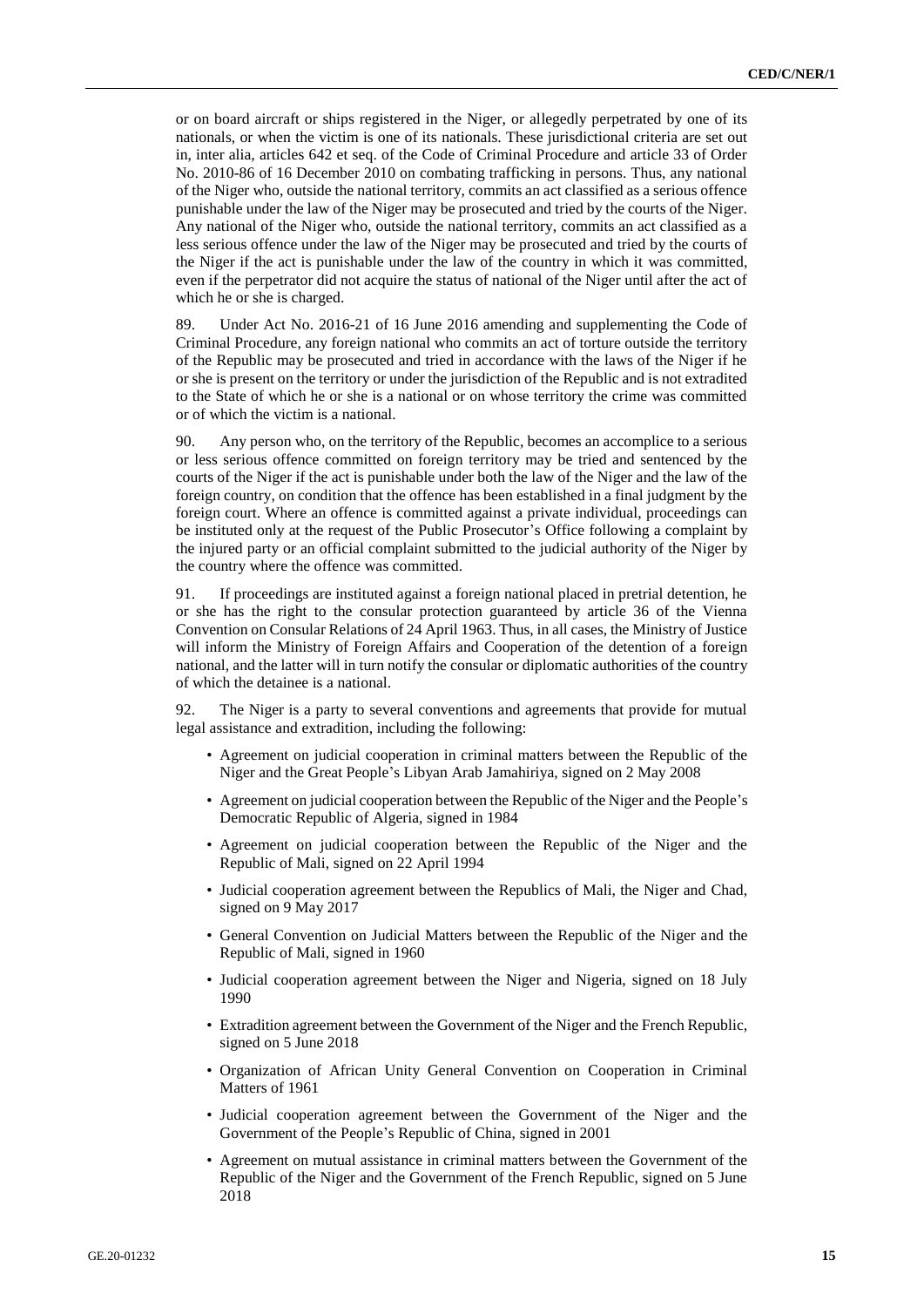or on board aircraft or ships registered in the Niger, or allegedly perpetrated by one of its nationals, or when the victim is one of its nationals. These jurisdictional criteria are set out in, inter alia, articles 642 et seq. of the Code of Criminal Procedure and article 33 of Order No. 2010-86 of 16 December 2010 on combating trafficking in persons. Thus, any national of the Niger who, outside the national territory, commits an act classified as a serious offence punishable under the law of the Niger may be prosecuted and tried by the courts of the Niger. Any national of the Niger who, outside the national territory, commits an act classified as a less serious offence under the law of the Niger may be prosecuted and tried by the courts of the Niger if the act is punishable under the law of the country in which it was committed, even if the perpetrator did not acquire the status of national of the Niger until after the act of which he or she is charged.

89. Under Act No. 2016-21 of 16 June 2016 amending and supplementing the Code of Criminal Procedure, any foreign national who commits an act of torture outside the territory of the Republic may be prosecuted and tried in accordance with the laws of the Niger if he or she is present on the territory or under the jurisdiction of the Republic and is not extradited to the State of which he or she is a national or on whose territory the crime was committed or of which the victim is a national.

90. Any person who, on the territory of the Republic, becomes an accomplice to a serious or less serious offence committed on foreign territory may be tried and sentenced by the courts of the Niger if the act is punishable under both the law of the Niger and the law of the foreign country, on condition that the offence has been established in a final judgment by the foreign court. Where an offence is committed against a private individual, proceedings can be instituted only at the request of the Public Prosecutor's Office following a complaint by the injured party or an official complaint submitted to the judicial authority of the Niger by the country where the offence was committed.

91. If proceedings are instituted against a foreign national placed in pretrial detention, he or she has the right to the consular protection guaranteed by article 36 of the Vienna Convention on Consular Relations of 24 April 1963. Thus, in all cases, the Ministry of Justice will inform the Ministry of Foreign Affairs and Cooperation of the detention of a foreign national, and the latter will in turn notify the consular or diplomatic authorities of the country of which the detainee is a national.

92. The Niger is a party to several conventions and agreements that provide for mutual legal assistance and extradition, including the following:

- Agreement on judicial cooperation in criminal matters between the Republic of the Niger and the Great People's Libyan Arab Jamahiriya, signed on 2 May 2008
- Agreement on judicial cooperation between the Republic of the Niger and the People's Democratic Republic of Algeria, signed in 1984
- Agreement on judicial cooperation between the Republic of the Niger and the Republic of Mali, signed on 22 April 1994
- Judicial cooperation agreement between the Republics of Mali, the Niger and Chad, signed on 9 May 2017
- General Convention on Judicial Matters between the Republic of the Niger and the Republic of Mali, signed in 1960
- Judicial cooperation agreement between the Niger and Nigeria, signed on 18 July 1990
- Extradition agreement between the Government of the Niger and the French Republic, signed on 5 June 2018
- Organization of African Unity General Convention on Cooperation in Criminal Matters of 1961
- Judicial cooperation agreement between the Government of the Niger and the Government of the People's Republic of China, signed in 2001
- Agreement on mutual assistance in criminal matters between the Government of the Republic of the Niger and the Government of the French Republic, signed on 5 June 2018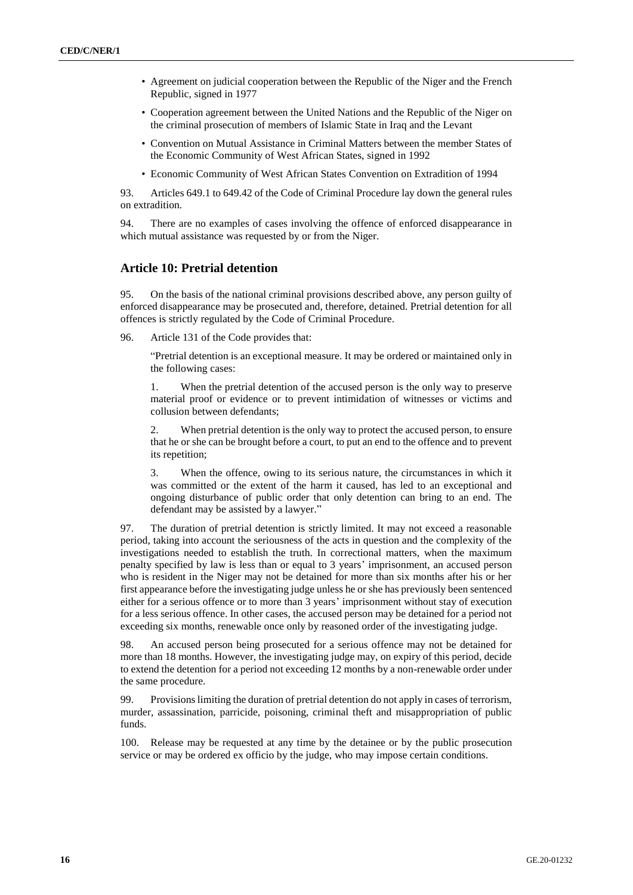- Agreement on judicial cooperation between the Republic of the Niger and the French Republic, signed in 1977
- Cooperation agreement between the United Nations and the Republic of the Niger on the criminal prosecution of members of Islamic State in Iraq and the Levant
- Convention on Mutual Assistance in Criminal Matters between the member States of the Economic Community of West African States, signed in 1992
- Economic Community of West African States Convention on Extradition of 1994

93. Articles 649.1 to 649.42 of the Code of Criminal Procedure lay down the general rules on extradition.

94. There are no examples of cases involving the offence of enforced disappearance in which mutual assistance was requested by or from the Niger.

## Article 10: Pretrial detention

95. On the basis of the national criminal provisions described above, any person guilty of enforced disappearance may be prosecuted and, therefore, detained. Pretrial detention for all offences is strictly regulated by the Code of Criminal Procedure.

96. Article 131 of the Code provides that:

> "Pretrial detention is an exceptional measure. It may be ordered or maintained only in the following cases:
>
> 1. When the pretrial detention of the accused person is the only way to preserve material proof or evidence or to prevent intimidation of witnesses or victims and collusion between defendants;
>
> 2. When pretrial detention is the only way to protect the accused person, to ensure that he or she can be brought before a court, to put an end to the offence and to prevent its repetition;
>
> 3. When the offence, owing to its serious nature, the circumstances in which it was committed or the extent of the harm it caused, has led to an exceptional and ongoing disturbance of public order that only detention can bring to an end. The defendant may be assisted by a lawyer."

97. The duration of pretrial detention is strictly limited. It may not exceed a reasonable period, taking into account the seriousness of the acts in question and the complexity of the investigations needed to establish the truth. In correctional matters, when the maximum penalty specified by law is less than or equal to 3 years' imprisonment, an accused person who is resident in the Niger may not be detained for more than six months after his or her first appearance before the investigating judge unless he or she has previously been sentenced either for a serious offence or to more than 3 years' imprisonment without stay of execution for a less serious offence. In other cases, the accused person may be detained for a period not exceeding six months, renewable once only by reasoned order of the investigating judge.

98. An accused person being prosecuted for a serious offence may not be detained for more than 18 months. However, the investigating judge may, on expiry of this period, decide to extend the detention for a period not exceeding 12 months by a non-renewable order under the same procedure.

99. Provisions limiting the duration of pretrial detention do not apply in cases of terrorism, murder, assassination, parricide, poisoning, criminal theft and misappropriation of public funds.

100. Release may be requested at any time by the detainee or by the public prosecution service or may be ordered ex officio by the judge, who may impose certain conditions.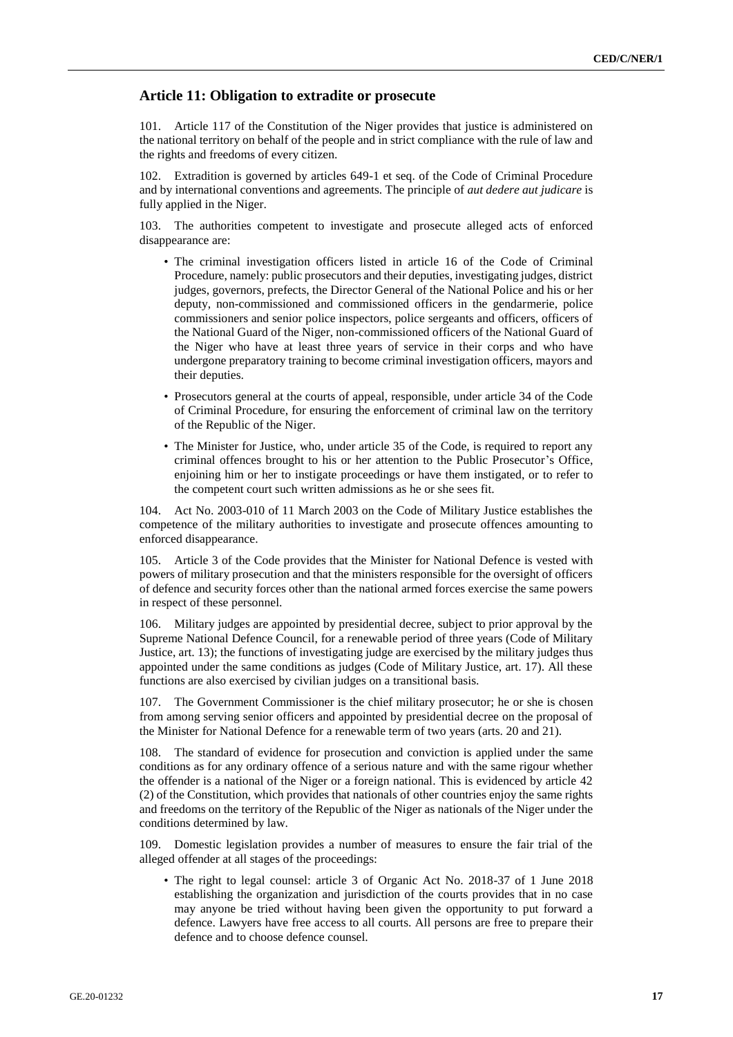## Article 11: Obligation to extradite or prosecute

101. Article 117 of the Constitution of the Niger provides that justice is administered on the national territory on behalf of the people and in strict compliance with the rule of law and the rights and freedoms of every citizen.

102. Extradition is governed by articles 649-1 et seq. of the Code of Criminal Procedure and by international conventions and agreements. The principle of *aut dedere aut judicare* is fully applied in the Niger.

103. The authorities competent to investigate and prosecute alleged acts of enforced disappearance are:

- The criminal investigation officers listed in article 16 of the Code of Criminal Procedure, namely: public prosecutors and their deputies, investigating judges, district judges, governors, prefects, the Director General of the National Police and his or her deputy, non-commissioned and commissioned officers in the gendarmerie, police commissioners and senior police inspectors, police sergeants and officers, officers of the National Guard of the Niger, non-commissioned officers of the National Guard of the Niger who have at least three years of service in their corps and who have undergone preparatory training to become criminal investigation officers, mayors and their deputies.
- Prosecutors general at the courts of appeal, responsible, under article 34 of the Code of Criminal Procedure, for ensuring the enforcement of criminal law on the territory of the Republic of the Niger.
- The Minister for Justice, who, under article 35 of the Code, is required to report any criminal offences brought to his or her attention to the Public Prosecutor's Office, enjoining him or her to instigate proceedings or have them instigated, or to refer to the competent court such written admissions as he or she sees fit.

104. Act No. 2003-010 of 11 March 2003 on the Code of Military Justice establishes the competence of the military authorities to investigate and prosecute offences amounting to enforced disappearance.

105. Article 3 of the Code provides that the Minister for National Defence is vested with powers of military prosecution and that the ministers responsible for the oversight of officers of defence and security forces other than the national armed forces exercise the same powers in respect of these personnel.

106. Military judges are appointed by presidential decree, subject to prior approval by the Supreme National Defence Council, for a renewable period of three years (Code of Military Justice, art. 13); the functions of investigating judge are exercised by the military judges thus appointed under the same conditions as judges (Code of Military Justice, art. 17). All these functions are also exercised by civilian judges on a transitional basis.

107. The Government Commissioner is the chief military prosecutor; he or she is chosen from among serving senior officers and appointed by presidential decree on the proposal of the Minister for National Defence for a renewable term of two years (arts. 20 and 21).

108. The standard of evidence for prosecution and conviction is applied under the same conditions as for any ordinary offence of a serious nature and with the same rigour whether the offender is a national of the Niger or a foreign national. This is evidenced by article 42 (2) of the Constitution, which provides that nationals of other countries enjoy the same rights and freedoms on the territory of the Republic of the Niger as nationals of the Niger under the conditions determined by law.

109. Domestic legislation provides a number of measures to ensure the fair trial of the alleged offender at all stages of the proceedings:

- The right to legal counsel: article 3 of Organic Act No. 2018-37 of 1 June 2018 establishing the organization and jurisdiction of the courts provides that in no case may anyone be tried without having been given the opportunity to put forward a defence. Lawyers have free access to all courts. All persons are free to prepare their defence and to choose defence counsel.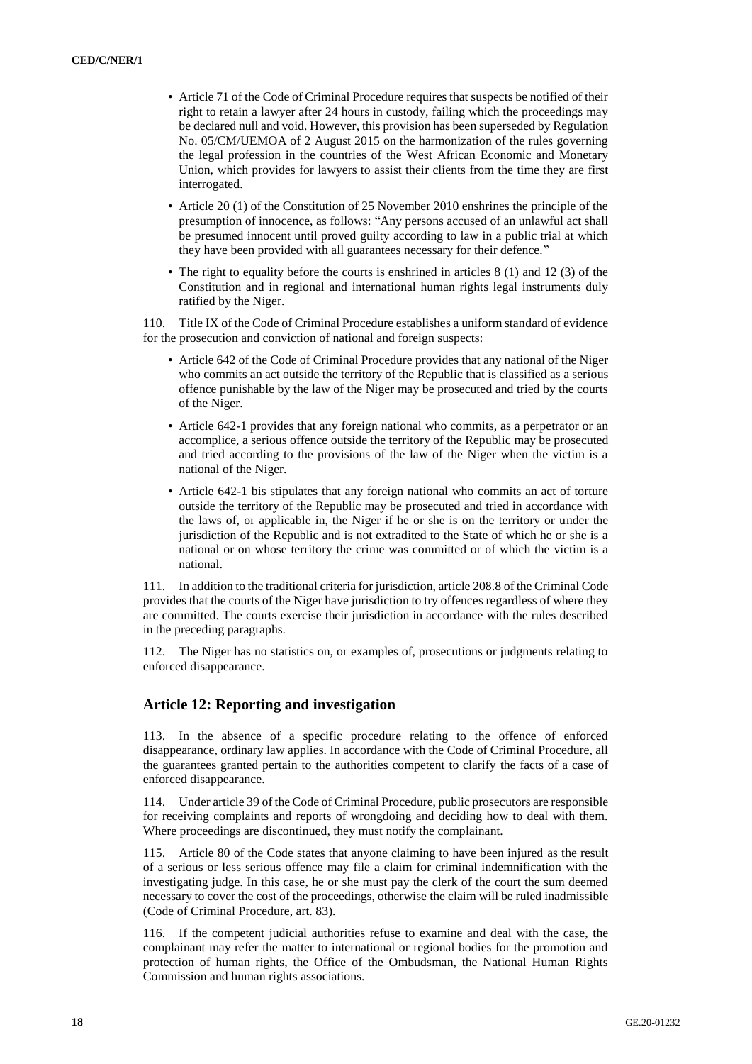- Article 71 of the Code of Criminal Procedure requires that suspects be notified of their right to retain a lawyer after 24 hours in custody, failing which the proceedings may be declared null and void. However, this provision has been superseded by Regulation No. 05/CM/UEMOA of 2 August 2015 on the harmonization of the rules governing the legal profession in the countries of the West African Economic and Monetary Union, which provides for lawyers to assist their clients from the time they are first interrogated.
- Article 20 (1) of the Constitution of 25 November 2010 enshrines the principle of the presumption of innocence, as follows: "Any persons accused of an unlawful act shall be presumed innocent until proved guilty according to law in a public trial at which they have been provided with all guarantees necessary for their defence."
- The right to equality before the courts is enshrined in articles 8 (1) and 12 (3) of the Constitution and in regional and international human rights legal instruments duly ratified by the Niger.

110. Title IX of the Code of Criminal Procedure establishes a uniform standard of evidence for the prosecution and conviction of national and foreign suspects:

- Article 642 of the Code of Criminal Procedure provides that any national of the Niger who commits an act outside the territory of the Republic that is classified as a serious offence punishable by the law of the Niger may be prosecuted and tried by the courts of the Niger.
- Article 642-1 provides that any foreign national who commits, as a perpetrator or an accomplice, a serious offence outside the territory of the Republic may be prosecuted and tried according to the provisions of the law of the Niger when the victim is a national of the Niger.
- Article 642-1 bis stipulates that any foreign national who commits an act of torture outside the territory of the Republic may be prosecuted and tried in accordance with the laws of, or applicable in, the Niger if he or she is on the territory or under the jurisdiction of the Republic and is not extradited to the State of which he or she is a national or on whose territory the crime was committed or of which the victim is a national.

111. In addition to the traditional criteria for jurisdiction, article 208.8 of the Criminal Code provides that the courts of the Niger have jurisdiction to try offences regardless of where they are committed. The courts exercise their jurisdiction in accordance with the rules described in the preceding paragraphs.

112. The Niger has no statistics on, or examples of, prosecutions or judgments relating to enforced disappearance.

## Article 12: Reporting and investigation

113. In the absence of a specific procedure relating to the offence of enforced disappearance, ordinary law applies. In accordance with the Code of Criminal Procedure, all the guarantees granted pertain to the authorities competent to clarify the facts of a case of enforced disappearance.

114. Under article 39 of the Code of Criminal Procedure, public prosecutors are responsible for receiving complaints and reports of wrongdoing and deciding how to deal with them. Where proceedings are discontinued, they must notify the complainant.

115. Article 80 of the Code states that anyone claiming to have been injured as the result of a serious or less serious offence may file a claim for criminal indemnification with the investigating judge. In this case, he or she must pay the clerk of the court the sum deemed necessary to cover the cost of the proceedings, otherwise the claim will be ruled inadmissible (Code of Criminal Procedure, art. 83).

116. If the competent judicial authorities refuse to examine and deal with the case, the complainant may refer the matter to international or regional bodies for the promotion and protection of human rights, the Office of the Ombudsman, the National Human Rights Commission and human rights associations.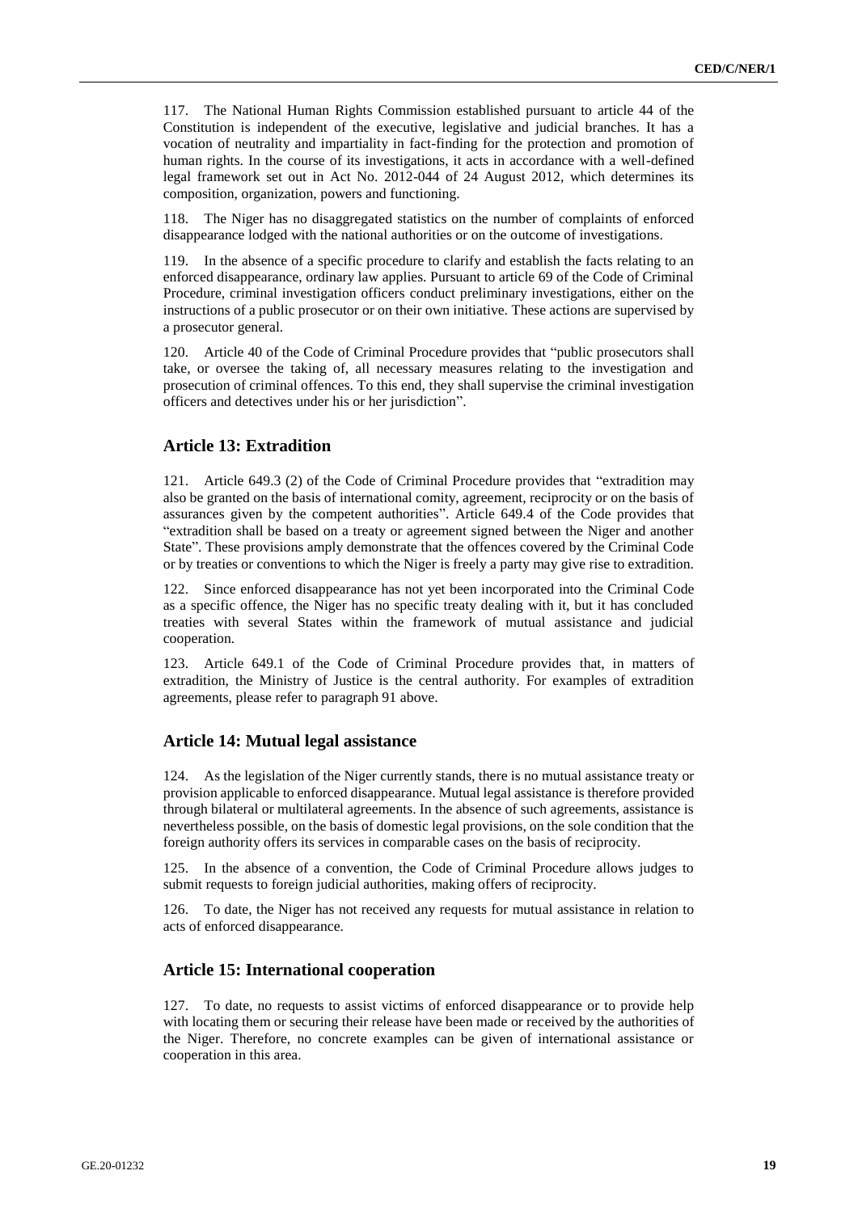117. The National Human Rights Commission established pursuant to article 44 of the Constitution is independent of the executive, legislative and judicial branches. It has a vocation of neutrality and impartiality in fact-finding for the protection and promotion of human rights. In the course of its investigations, it acts in accordance with a well-defined legal framework set out in Act No. 2012-044 of 24 August 2012, which determines its composition, organization, powers and functioning.

118. The Niger has no disaggregated statistics on the number of complaints of enforced disappearance lodged with the national authorities or on the outcome of investigations.

119. In the absence of a specific procedure to clarify and establish the facts relating to an enforced disappearance, ordinary law applies. Pursuant to article 69 of the Code of Criminal Procedure, criminal investigation officers conduct preliminary investigations, either on the instructions of a public prosecutor or on their own initiative. These actions are supervised by a prosecutor general.

120. Article 40 of the Code of Criminal Procedure provides that "public prosecutors shall take, or oversee the taking of, all necessary measures relating to the investigation and prosecution of criminal offences. To this end, they shall supervise the criminal investigation officers and detectives under his or her jurisdiction".

## Article 13: Extradition

121. Article 649.3 (2) of the Code of Criminal Procedure provides that "extradition may also be granted on the basis of international comity, agreement, reciprocity or on the basis of assurances given by the competent authorities". Article 649.4 of the Code provides that "extradition shall be based on a treaty or agreement signed between the Niger and another State". These provisions amply demonstrate that the offences covered by the Criminal Code or by treaties or conventions to which the Niger is freely a party may give rise to extradition.

122. Since enforced disappearance has not yet been incorporated into the Criminal Code as a specific offence, the Niger has no specific treaty dealing with it, but it has concluded treaties with several States within the framework of mutual assistance and judicial cooperation.

123. Article 649.1 of the Code of Criminal Procedure provides that, in matters of extradition, the Ministry of Justice is the central authority. For examples of extradition agreements, please refer to paragraph 91 above.

## Article 14: Mutual legal assistance

124. As the legislation of the Niger currently stands, there is no mutual assistance treaty or provision applicable to enforced disappearance. Mutual legal assistance is therefore provided through bilateral or multilateral agreements. In the absence of such agreements, assistance is nevertheless possible, on the basis of domestic legal provisions, on the sole condition that the foreign authority offers its services in comparable cases on the basis of reciprocity.

125. In the absence of a convention, the Code of Criminal Procedure allows judges to submit requests to foreign judicial authorities, making offers of reciprocity.

126. To date, the Niger has not received any requests for mutual assistance in relation to acts of enforced disappearance.

## Article 15: International cooperation

127. To date, no requests to assist victims of enforced disappearance or to provide help with locating them or securing their release have been made or received by the authorities of the Niger. Therefore, no concrete examples can be given of international assistance or cooperation in this area.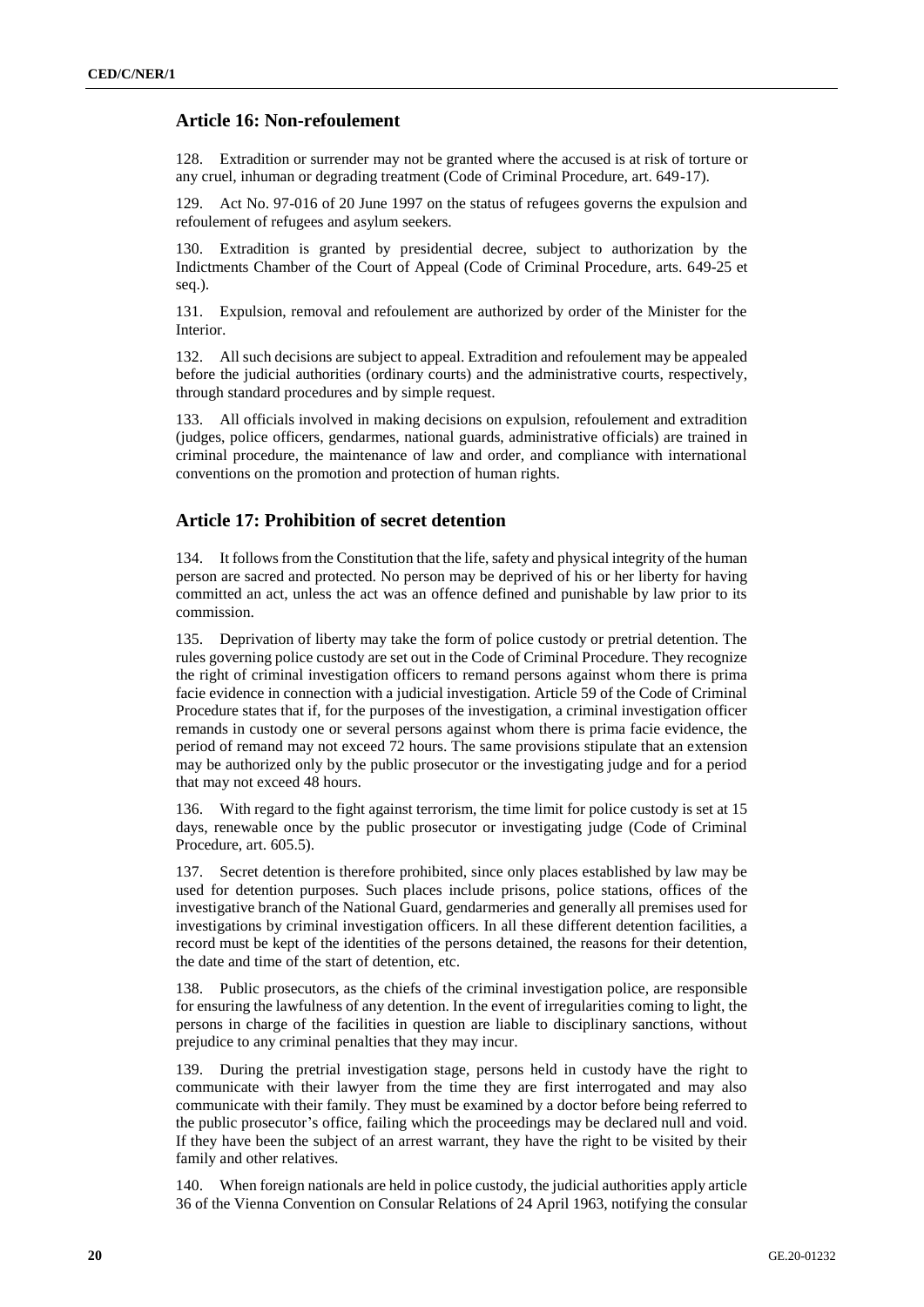## Article 16: Non-refoulement

128. Extradition or surrender may not be granted where the accused is at risk of torture or any cruel, inhuman or degrading treatment (Code of Criminal Procedure, art. 649-17).

129. Act No. 97-016 of 20 June 1997 on the status of refugees governs the expulsion and refoulement of refugees and asylum seekers.

130. Extradition is granted by presidential decree, subject to authorization by the Indictments Chamber of the Court of Appeal (Code of Criminal Procedure, arts. 649-25 et seq.).

131. Expulsion, removal and refoulement are authorized by order of the Minister for the Interior.

132. All such decisions are subject to appeal. Extradition and refoulement may be appealed before the judicial authorities (ordinary courts) and the administrative courts, respectively, through standard procedures and by simple request.

133. All officials involved in making decisions on expulsion, refoulement and extradition (judges, police officers, gendarmes, national guards, administrative officials) are trained in criminal procedure, the maintenance of law and order, and compliance with international conventions on the promotion and protection of human rights.

## Article 17: Prohibition of secret detention

134. It follows from the Constitution that the life, safety and physical integrity of the human person are sacred and protected. No person may be deprived of his or her liberty for having committed an act, unless the act was an offence defined and punishable by law prior to its commission.

135. Deprivation of liberty may take the form of police custody or pretrial detention. The rules governing police custody are set out in the Code of Criminal Procedure. They recognize the right of criminal investigation officers to remand persons against whom there is prima facie evidence in connection with a judicial investigation. Article 59 of the Code of Criminal Procedure states that if, for the purposes of the investigation, a criminal investigation officer remands in custody one or several persons against whom there is prima facie evidence, the period of remand may not exceed 72 hours. The same provisions stipulate that an extension may be authorized only by the public prosecutor or the investigating judge and for a period that may not exceed 48 hours.

136. With regard to the fight against terrorism, the time limit for police custody is set at 15 days, renewable once by the public prosecutor or investigating judge (Code of Criminal Procedure, art. 605.5).

137. Secret detention is therefore prohibited, since only places established by law may be used for detention purposes. Such places include prisons, police stations, offices of the investigative branch of the National Guard, gendarmeries and generally all premises used for investigations by criminal investigation officers. In all these different detention facilities, a record must be kept of the identities of the persons detained, the reasons for their detention, the date and time of the start of detention, etc.

138. Public prosecutors, as the chiefs of the criminal investigation police, are responsible for ensuring the lawfulness of any detention. In the event of irregularities coming to light, the persons in charge of the facilities in question are liable to disciplinary sanctions, without prejudice to any criminal penalties that they may incur.

139. During the pretrial investigation stage, persons held in custody have the right to communicate with their lawyer from the time they are first interrogated and may also communicate with their family. They must be examined by a doctor before being referred to the public prosecutor's office, failing which the proceedings may be declared null and void. If they have been the subject of an arrest warrant, they have the right to be visited by their family and other relatives.

140. When foreign nationals are held in police custody, the judicial authorities apply article 36 of the Vienna Convention on Consular Relations of 24 April 1963, notifying the consular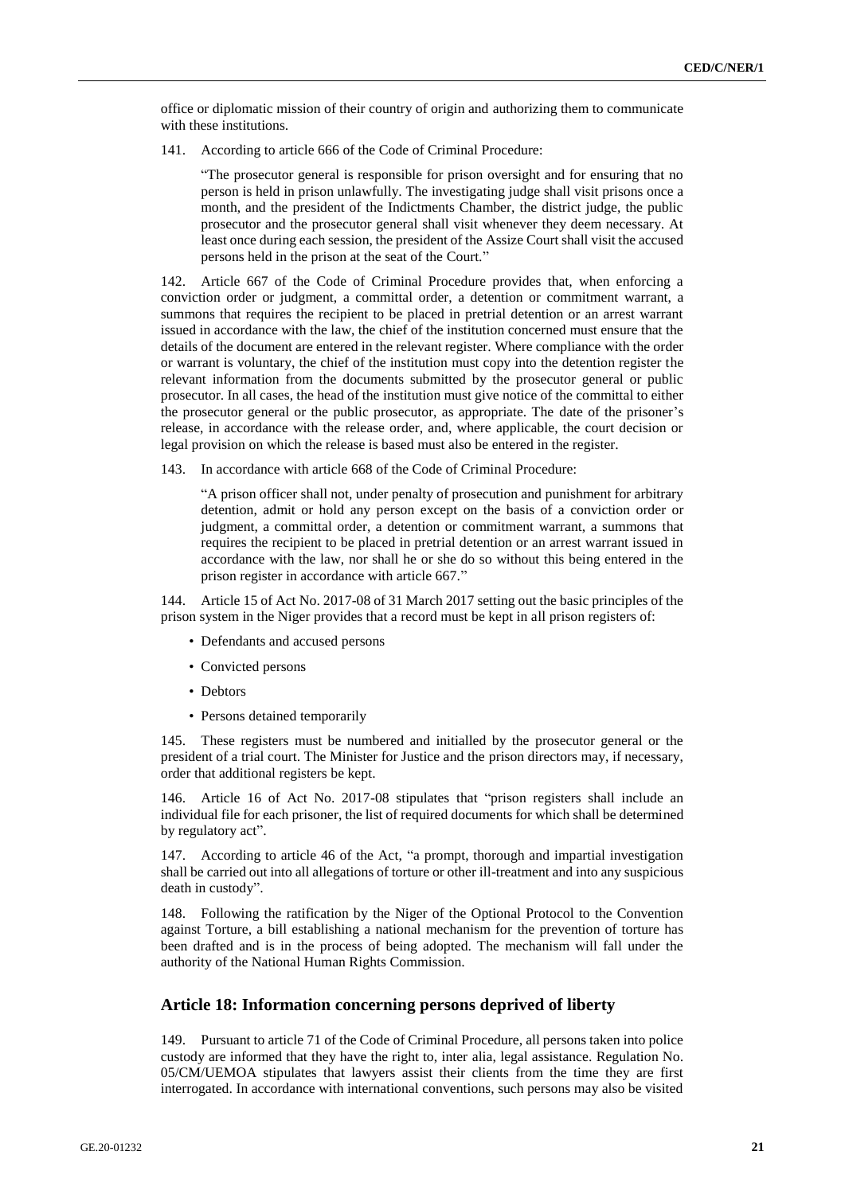office or diplomatic mission of their country of origin and authorizing them to communicate with these institutions.

141. According to article 666 of the Code of Criminal Procedure:

> "The prosecutor general is responsible for prison oversight and for ensuring that no person is held in prison unlawfully. The investigating judge shall visit prisons once a month, and the president of the Indictments Chamber, the district judge, the public prosecutor and the prosecutor general shall visit whenever they deem necessary. At least once during each session, the president of the Assize Court shall visit the accused persons held in the prison at the seat of the Court."

142. Article 667 of the Code of Criminal Procedure provides that, when enforcing a conviction order or judgment, a committal order, a detention or commitment warrant, a summons that requires the recipient to be placed in pretrial detention or an arrest warrant issued in accordance with the law, the chief of the institution concerned must ensure that the details of the document are entered in the relevant register. Where compliance with the order or warrant is voluntary, the chief of the institution must copy into the detention register the relevant information from the documents submitted by the prosecutor general or public prosecutor. In all cases, the head of the institution must give notice of the committal to either the prosecutor general or the public prosecutor, as appropriate. The date of the prisoner's release, in accordance with the release order, and, where applicable, the court decision or legal provision on which the release is based must also be entered in the register.

143. In accordance with article 668 of the Code of Criminal Procedure:

> "A prison officer shall not, under penalty of prosecution and punishment for arbitrary detention, admit or hold any person except on the basis of a conviction order or judgment, a committal order, a detention or commitment warrant, a summons that requires the recipient to be placed in pretrial detention or an arrest warrant issued in accordance with the law, nor shall he or she do so without this being entered in the prison register in accordance with article 667."

144. Article 15 of Act No. 2017-08 of 31 March 2017 setting out the basic principles of the prison system in the Niger provides that a record must be kept in all prison registers of:

- Defendants and accused persons
- Convicted persons
- Debtors
- Persons detained temporarily

145. These registers must be numbered and initialled by the prosecutor general or the president of a trial court. The Minister for Justice and the prison directors may, if necessary, order that additional registers be kept.

146. Article 16 of Act No. 2017-08 stipulates that "prison registers shall include an individual file for each prisoner, the list of required documents for which shall be determined by regulatory act".

147. According to article 46 of the Act, "a prompt, thorough and impartial investigation shall be carried out into all allegations of torture or other ill-treatment and into any suspicious death in custody".

148. Following the ratification by the Niger of the Optional Protocol to the Convention against Torture, a bill establishing a national mechanism for the prevention of torture has been drafted and is in the process of being adopted. The mechanism will fall under the authority of the National Human Rights Commission.

## Article 18: Information concerning persons deprived of liberty

149. Pursuant to article 71 of the Code of Criminal Procedure, all persons taken into police custody are informed that they have the right to, inter alia, legal assistance. Regulation No. 05/CM/UEMOA stipulates that lawyers assist their clients from the time they are first interrogated. In accordance with international conventions, such persons may also be visited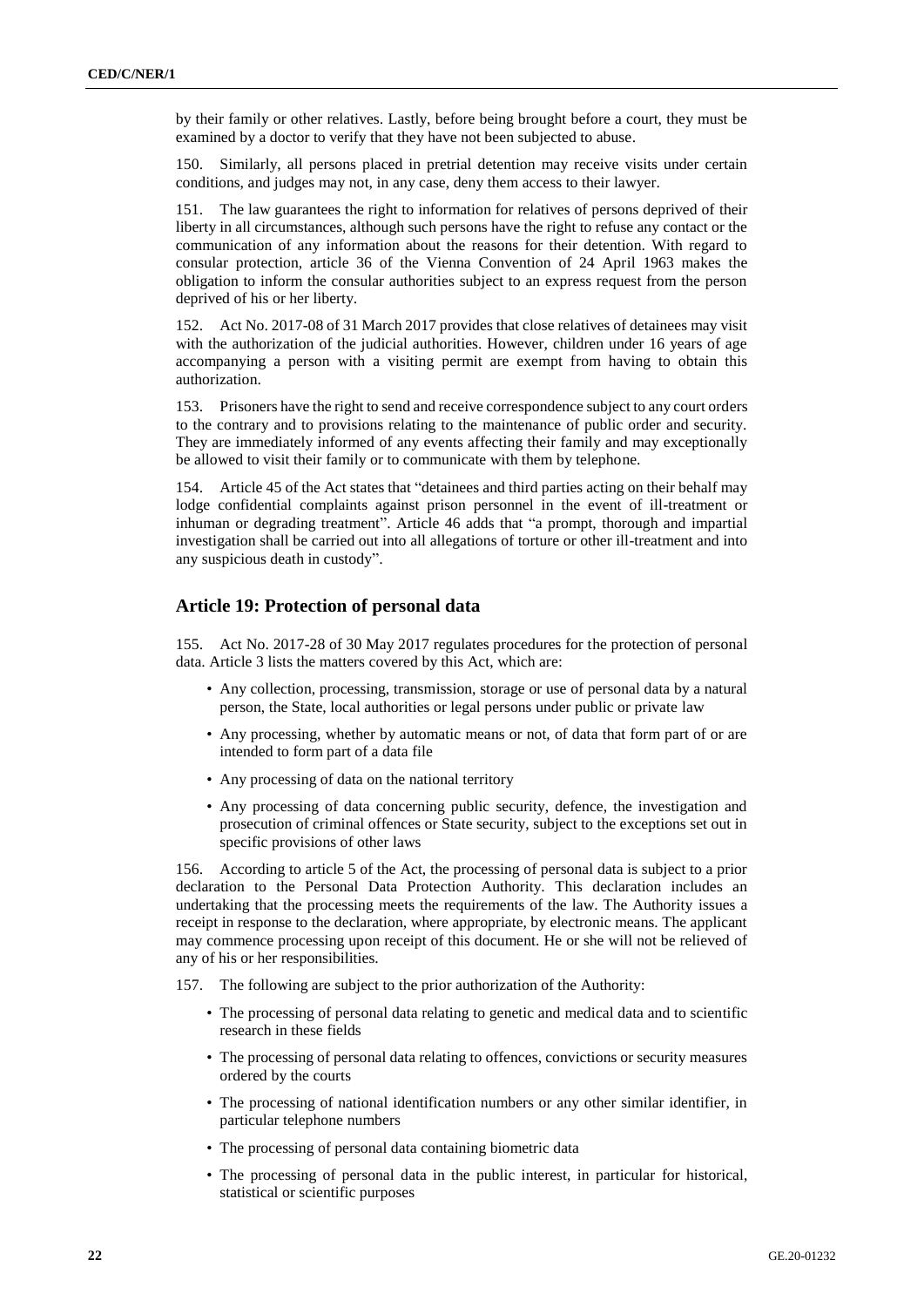by their family or other relatives. Lastly, before being brought before a court, they must be examined by a doctor to verify that they have not been subjected to abuse.

150. Similarly, all persons placed in pretrial detention may receive visits under certain conditions, and judges may not, in any case, deny them access to their lawyer.

151. The law guarantees the right to information for relatives of persons deprived of their liberty in all circumstances, although such persons have the right to refuse any contact or the communication of any information about the reasons for their detention. With regard to consular protection, article 36 of the Vienna Convention of 24 April 1963 makes the obligation to inform the consular authorities subject to an express request from the person deprived of his or her liberty.

152. Act No. 2017-08 of 31 March 2017 provides that close relatives of detainees may visit with the authorization of the judicial authorities. However, children under 16 years of age accompanying a person with a visiting permit are exempt from having to obtain this authorization.

153. Prisoners have the right to send and receive correspondence subject to any court orders to the contrary and to provisions relating to the maintenance of public order and security. They are immediately informed of any events affecting their family and may exceptionally be allowed to visit their family or to communicate with them by telephone.

154. Article 45 of the Act states that "detainees and third parties acting on their behalf may lodge confidential complaints against prison personnel in the event of ill-treatment or inhuman or degrading treatment". Article 46 adds that "a prompt, thorough and impartial investigation shall be carried out into all allegations of torture or other ill-treatment and into any suspicious death in custody".

## Article 19: Protection of personal data

155. Act No. 2017-28 of 30 May 2017 regulates procedures for the protection of personal data. Article 3 lists the matters covered by this Act, which are:

- Any collection, processing, transmission, storage or use of personal data by a natural person, the State, local authorities or legal persons under public or private law
- Any processing, whether by automatic means or not, of data that form part of or are intended to form part of a data file
- Any processing of data on the national territory
- Any processing of data concerning public security, defence, the investigation and prosecution of criminal offences or State security, subject to the exceptions set out in specific provisions of other laws

156. According to article 5 of the Act, the processing of personal data is subject to a prior declaration to the Personal Data Protection Authority. This declaration includes an undertaking that the processing meets the requirements of the law. The Authority issues a receipt in response to the declaration, where appropriate, by electronic means. The applicant may commence processing upon receipt of this document. He or she will not be relieved of any of his or her responsibilities.

157. The following are subject to the prior authorization of the Authority:

- The processing of personal data relating to genetic and medical data and to scientific research in these fields
- The processing of personal data relating to offences, convictions or security measures ordered by the courts
- The processing of national identification numbers or any other similar identifier, in particular telephone numbers
- The processing of personal data containing biometric data
- The processing of personal data in the public interest, in particular for historical, statistical or scientific purposes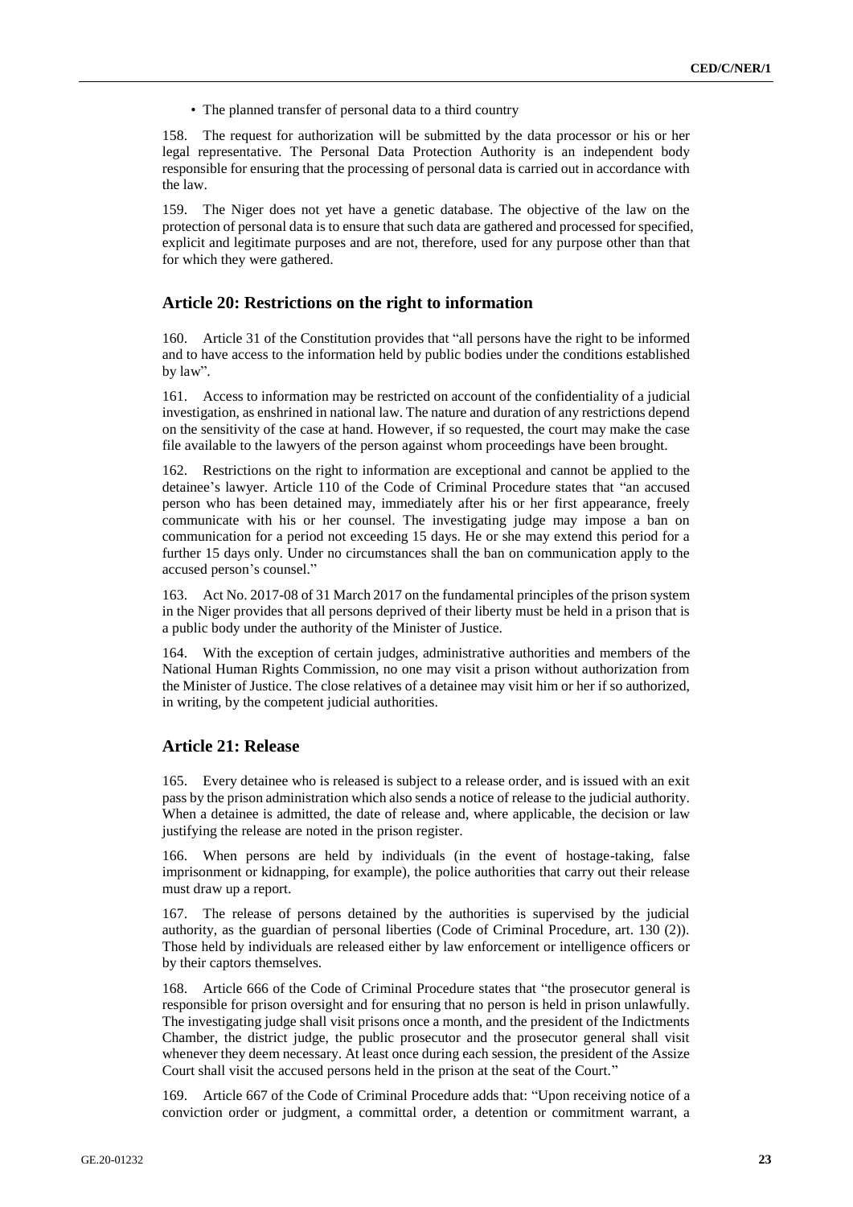- The planned transfer of personal data to a third country

158. The request for authorization will be submitted by the data processor or his or her legal representative. The Personal Data Protection Authority is an independent body responsible for ensuring that the processing of personal data is carried out in accordance with the law.

159. The Niger does not yet have a genetic database. The objective of the law on the protection of personal data is to ensure that such data are gathered and processed for specified, explicit and legitimate purposes and are not, therefore, used for any purpose other than that for which they were gathered.

## Article 20: Restrictions on the right to information

160. Article 31 of the Constitution provides that "all persons have the right to be informed and to have access to the information held by public bodies under the conditions established by law".

161. Access to information may be restricted on account of the confidentiality of a judicial investigation, as enshrined in national law. The nature and duration of any restrictions depend on the sensitivity of the case at hand. However, if so requested, the court may make the case file available to the lawyers of the person against whom proceedings have been brought.

162. Restrictions on the right to information are exceptional and cannot be applied to the detainee's lawyer. Article 110 of the Code of Criminal Procedure states that "an accused person who has been detained may, immediately after his or her first appearance, freely communicate with his or her counsel. The investigating judge may impose a ban on communication for a period not exceeding 15 days. He or she may extend this period for a further 15 days only. Under no circumstances shall the ban on communication apply to the accused person's counsel."

163. Act No. 2017-08 of 31 March 2017 on the fundamental principles of the prison system in the Niger provides that all persons deprived of their liberty must be held in a prison that is a public body under the authority of the Minister of Justice.

164. With the exception of certain judges, administrative authorities and members of the National Human Rights Commission, no one may visit a prison without authorization from the Minister of Justice. The close relatives of a detainee may visit him or her if so authorized, in writing, by the competent judicial authorities.

## Article 21: Release

165. Every detainee who is released is subject to a release order, and is issued with an exit pass by the prison administration which also sends a notice of release to the judicial authority. When a detainee is admitted, the date of release and, where applicable, the decision or law justifying the release are noted in the prison register.

166. When persons are held by individuals (in the event of hostage-taking, false imprisonment or kidnapping, for example), the police authorities that carry out their release must draw up a report.

167. The release of persons detained by the authorities is supervised by the judicial authority, as the guardian of personal liberties (Code of Criminal Procedure, art. 130 (2)). Those held by individuals are released either by law enforcement or intelligence officers or by their captors themselves.

168. Article 666 of the Code of Criminal Procedure states that "the prosecutor general is responsible for prison oversight and for ensuring that no person is held in prison unlawfully. The investigating judge shall visit prisons once a month, and the president of the Indictments Chamber, the district judge, the public prosecutor and the prosecutor general shall visit whenever they deem necessary. At least once during each session, the president of the Assize Court shall visit the accused persons held in the prison at the seat of the Court."

169. Article 667 of the Code of Criminal Procedure adds that: "Upon receiving notice of a conviction order or judgment, a committal order, a detention or commitment warrant, a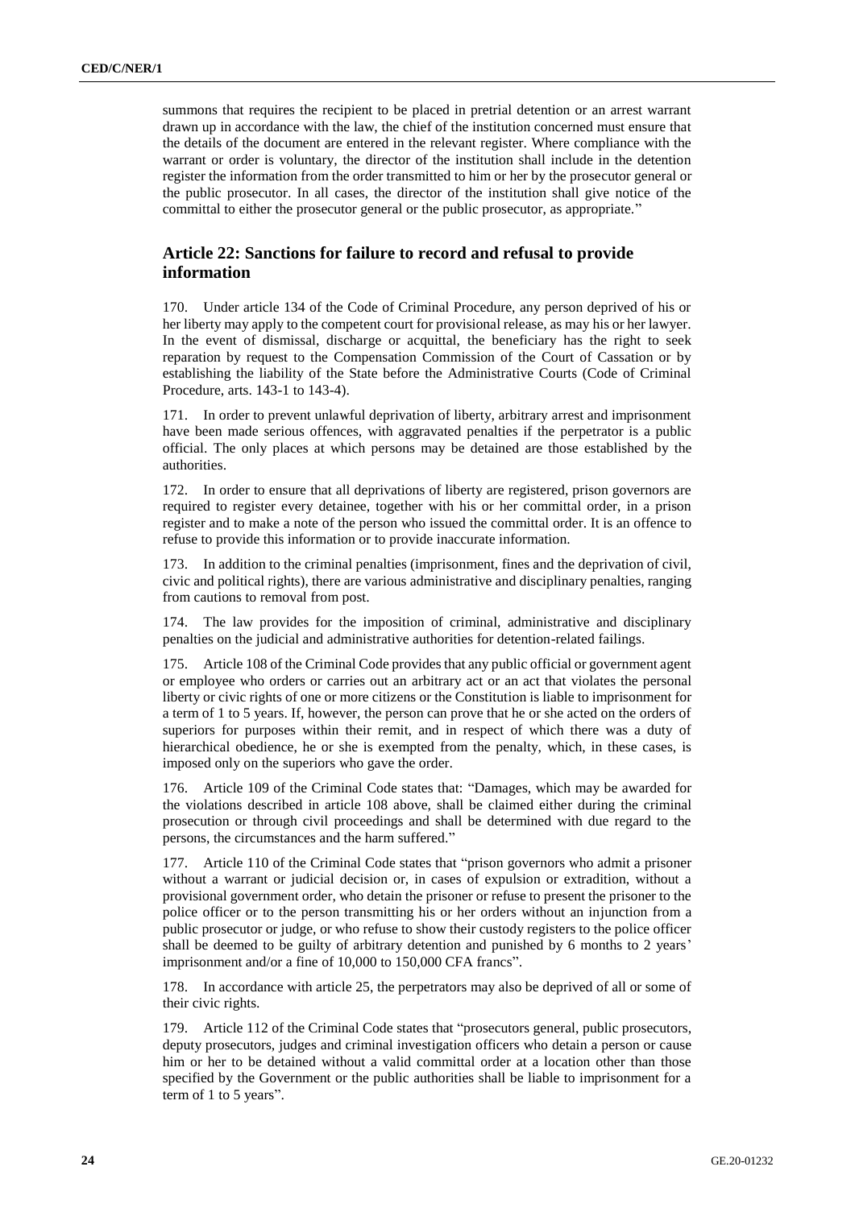summons that requires the recipient to be placed in pretrial detention or an arrest warrant drawn up in accordance with the law, the chief of the institution concerned must ensure that the details of the document are entered in the relevant register. Where compliance with the warrant or order is voluntary, the director of the institution shall include in the detention register the information from the order transmitted to him or her by the prosecutor general or the public prosecutor. In all cases, the director of the institution shall give notice of the committal to either the prosecutor general or the public prosecutor, as appropriate."

## Article 22: Sanctions for failure to record and refusal to provide information

170. Under article 134 of the Code of Criminal Procedure, any person deprived of his or her liberty may apply to the competent court for provisional release, as may his or her lawyer. In the event of dismissal, discharge or acquittal, the beneficiary has the right to seek reparation by request to the Compensation Commission of the Court of Cassation or by establishing the liability of the State before the Administrative Courts (Code of Criminal Procedure, arts. 143-1 to 143-4).

171. In order to prevent unlawful deprivation of liberty, arbitrary arrest and imprisonment have been made serious offences, with aggravated penalties if the perpetrator is a public official. The only places at which persons may be detained are those established by the authorities.

172. In order to ensure that all deprivations of liberty are registered, prison governors are required to register every detainee, together with his or her committal order, in a prison register and to make a note of the person who issued the committal order. It is an offence to refuse to provide this information or to provide inaccurate information.

173. In addition to the criminal penalties (imprisonment, fines and the deprivation of civil, civic and political rights), there are various administrative and disciplinary penalties, ranging from cautions to removal from post.

174. The law provides for the imposition of criminal, administrative and disciplinary penalties on the judicial and administrative authorities for detention-related failings.

175. Article 108 of the Criminal Code provides that any public official or government agent or employee who orders or carries out an arbitrary act or an act that violates the personal liberty or civic rights of one or more citizens or the Constitution is liable to imprisonment for a term of 1 to 5 years. If, however, the person can prove that he or she acted on the orders of superiors for purposes within their remit, and in respect of which there was a duty of hierarchical obedience, he or she is exempted from the penalty, which, in these cases, is imposed only on the superiors who gave the order.

176. Article 109 of the Criminal Code states that: "Damages, which may be awarded for the violations described in article 108 above, shall be claimed either during the criminal prosecution or through civil proceedings and shall be determined with due regard to the persons, the circumstances and the harm suffered."

177. Article 110 of the Criminal Code states that "prison governors who admit a prisoner without a warrant or judicial decision or, in cases of expulsion or extradition, without a provisional government order, who detain the prisoner or refuse to present the prisoner to the police officer or to the person transmitting his or her orders without an injunction from a public prosecutor or judge, or who refuse to show their custody registers to the police officer shall be deemed to be guilty of arbitrary detention and punished by 6 months to 2 years' imprisonment and/or a fine of 10,000 to 150,000 CFA francs".

178. In accordance with article 25, the perpetrators may also be deprived of all or some of their civic rights.

179. Article 112 of the Criminal Code states that "prosecutors general, public prosecutors, deputy prosecutors, judges and criminal investigation officers who detain a person or cause him or her to be detained without a valid committal order at a location other than those specified by the Government or the public authorities shall be liable to imprisonment for a term of 1 to 5 years".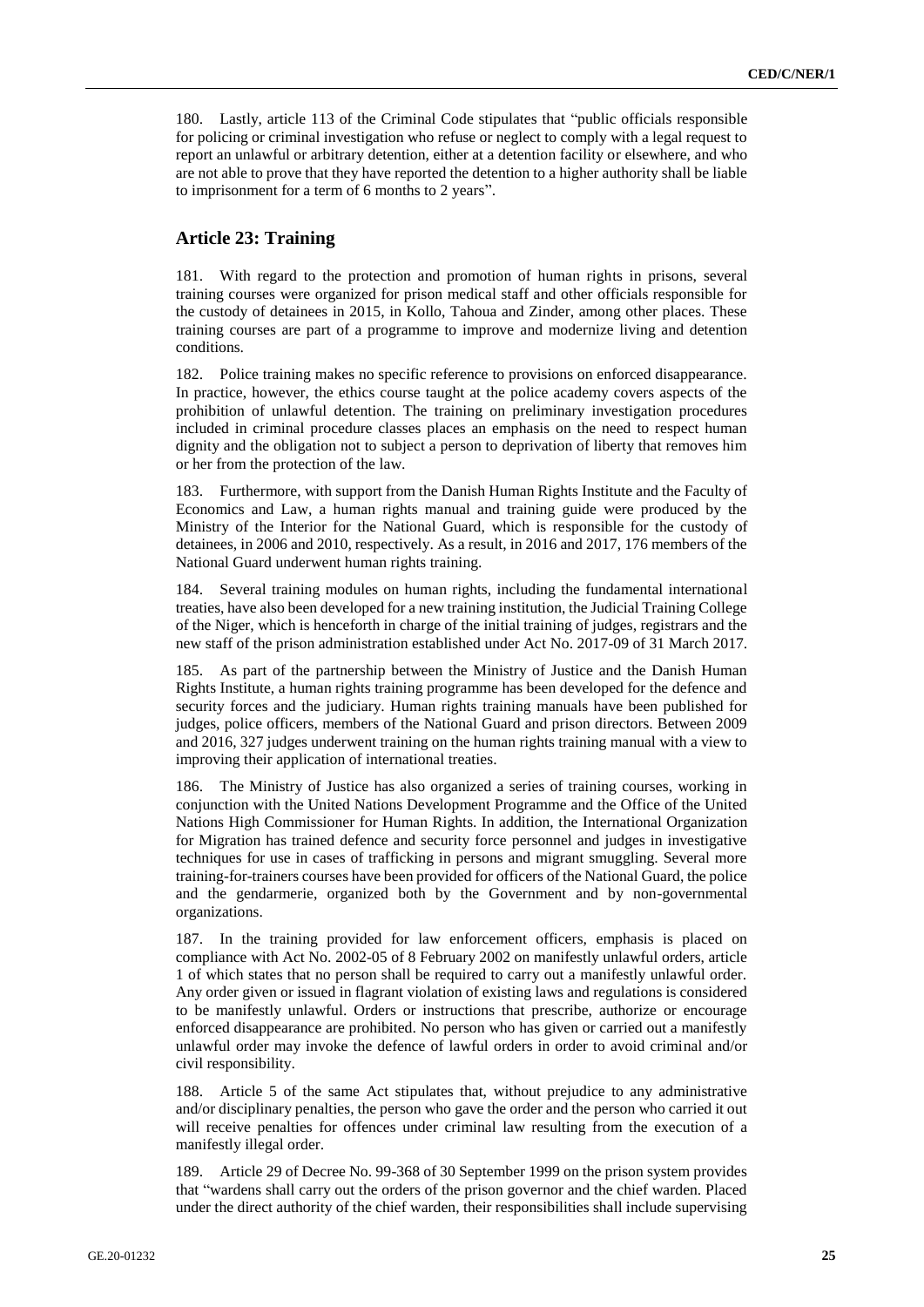180. Lastly, article 113 of the Criminal Code stipulates that "public officials responsible for policing or criminal investigation who refuse or neglect to comply with a legal request to report an unlawful or arbitrary detention, either at a detention facility or elsewhere, and who are not able to prove that they have reported the detention to a higher authority shall be liable to imprisonment for a term of 6 months to 2 years".

## Article 23: Training

181. With regard to the protection and promotion of human rights in prisons, several training courses were organized for prison medical staff and other officials responsible for the custody of detainees in 2015, in Kollo, Tahoua and Zinder, among other places. These training courses are part of a programme to improve and modernize living and detention conditions.

182. Police training makes no specific reference to provisions on enforced disappearance. In practice, however, the ethics course taught at the police academy covers aspects of the prohibition of unlawful detention. The training on preliminary investigation procedures included in criminal procedure classes places an emphasis on the need to respect human dignity and the obligation not to subject a person to deprivation of liberty that removes him or her from the protection of the law.

183. Furthermore, with support from the Danish Human Rights Institute and the Faculty of Economics and Law, a human rights manual and training guide were produced by the Ministry of the Interior for the National Guard, which is responsible for the custody of detainees, in 2006 and 2010, respectively. As a result, in 2016 and 2017, 176 members of the National Guard underwent human rights training.

184. Several training modules on human rights, including the fundamental international treaties, have also been developed for a new training institution, the Judicial Training College of the Niger, which is henceforth in charge of the initial training of judges, registrars and the new staff of the prison administration established under Act No. 2017-09 of 31 March 2017.

185. As part of the partnership between the Ministry of Justice and the Danish Human Rights Institute, a human rights training programme has been developed for the defence and security forces and the judiciary. Human rights training manuals have been published for judges, police officers, members of the National Guard and prison directors. Between 2009 and 2016, 327 judges underwent training on the human rights training manual with a view to improving their application of international treaties.

186. The Ministry of Justice has also organized a series of training courses, working in conjunction with the United Nations Development Programme and the Office of the United Nations High Commissioner for Human Rights. In addition, the International Organization for Migration has trained defence and security force personnel and judges in investigative techniques for use in cases of trafficking in persons and migrant smuggling. Several more training-for-trainers courses have been provided for officers of the National Guard, the police and the gendarmerie, organized both by the Government and by non-governmental organizations.

187. In the training provided for law enforcement officers, emphasis is placed on compliance with Act No. 2002-05 of 8 February 2002 on manifestly unlawful orders, article 1 of which states that no person shall be required to carry out a manifestly unlawful order. Any order given or issued in flagrant violation of existing laws and regulations is considered to be manifestly unlawful. Orders or instructions that prescribe, authorize or encourage enforced disappearance are prohibited. No person who has given or carried out a manifestly unlawful order may invoke the defence of lawful orders in order to avoid criminal and/or civil responsibility.

188. Article 5 of the same Act stipulates that, without prejudice to any administrative and/or disciplinary penalties, the person who gave the order and the person who carried it out will receive penalties for offences under criminal law resulting from the execution of a manifestly illegal order.

189. Article 29 of Decree No. 99-368 of 30 September 1999 on the prison system provides that "wardens shall carry out the orders of the prison governor and the chief warden. Placed under the direct authority of the chief warden, their responsibilities shall include supervising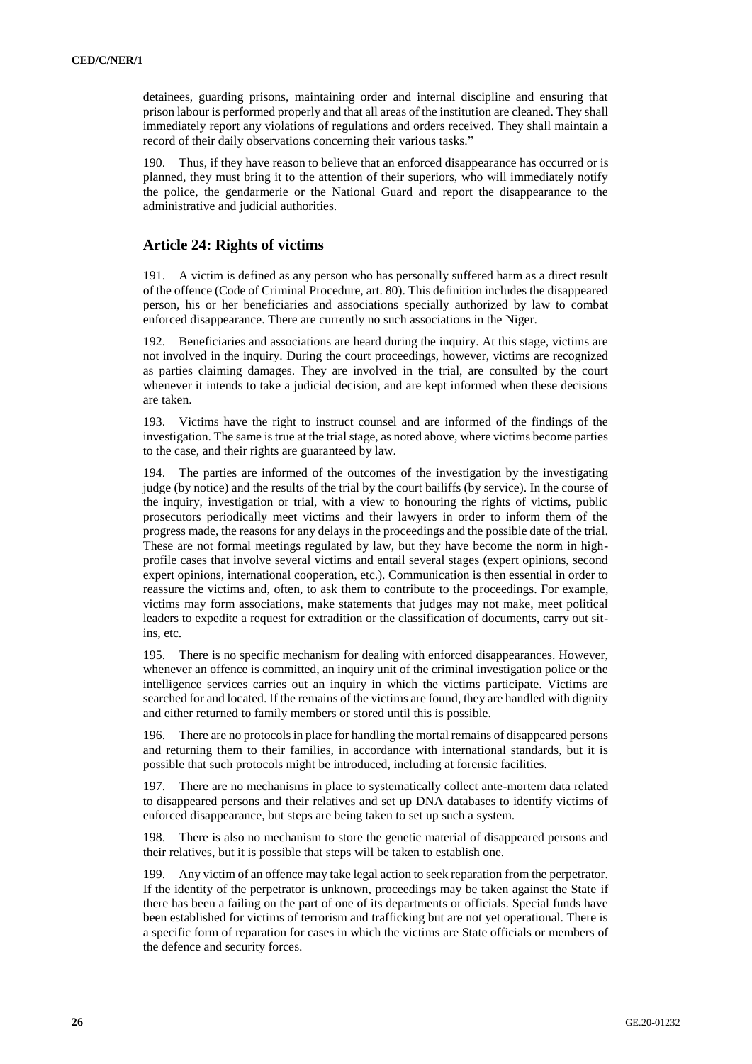detainees, guarding prisons, maintaining order and internal discipline and ensuring that prison labour is performed properly and that all areas of the institution are cleaned. They shall immediately report any violations of regulations and orders received. They shall maintain a record of their daily observations concerning their various tasks."

190. Thus, if they have reason to believe that an enforced disappearance has occurred or is planned, they must bring it to the attention of their superiors, who will immediately notify the police, the gendarmerie or the National Guard and report the disappearance to the administrative and judicial authorities.

## Article 24: Rights of victims

191. A victim is defined as any person who has personally suffered harm as a direct result of the offence (Code of Criminal Procedure, art. 80). This definition includes the disappeared person, his or her beneficiaries and associations specially authorized by law to combat enforced disappearance. There are currently no such associations in the Niger.

192. Beneficiaries and associations are heard during the inquiry. At this stage, victims are not involved in the inquiry. During the court proceedings, however, victims are recognized as parties claiming damages. They are involved in the trial, are consulted by the court whenever it intends to take a judicial decision, and are kept informed when these decisions are taken.

193. Victims have the right to instruct counsel and are informed of the findings of the investigation. The same is true at the trial stage, as noted above, where victims become parties to the case, and their rights are guaranteed by law.

194. The parties are informed of the outcomes of the investigation by the investigating judge (by notice) and the results of the trial by the court bailiffs (by service). In the course of the inquiry, investigation or trial, with a view to honouring the rights of victims, public prosecutors periodically meet victims and their lawyers in order to inform them of the progress made, the reasons for any delays in the proceedings and the possible date of the trial. These are not formal meetings regulated by law, but they have become the norm in high-profile cases that involve several victims and entail several stages (expert opinions, second expert opinions, international cooperation, etc.). Communication is then essential in order to reassure the victims and, often, to ask them to contribute to the proceedings. For example, victims may form associations, make statements that judges may not make, meet political leaders to expedite a request for extradition or the classification of documents, carry out sit-ins, etc.

195. There is no specific mechanism for dealing with enforced disappearances. However, whenever an offence is committed, an inquiry unit of the criminal investigation police or the intelligence services carries out an inquiry in which the victims participate. Victims are searched for and located. If the remains of the victims are found, they are handled with dignity and either returned to family members or stored until this is possible.

196. There are no protocols in place for handling the mortal remains of disappeared persons and returning them to their families, in accordance with international standards, but it is possible that such protocols might be introduced, including at forensic facilities.

197. There are no mechanisms in place to systematically collect ante-mortem data related to disappeared persons and their relatives and set up DNA databases to identify victims of enforced disappearance, but steps are being taken to set up such a system.

198. There is also no mechanism to store the genetic material of disappeared persons and their relatives, but it is possible that steps will be taken to establish one.

199. Any victim of an offence may take legal action to seek reparation from the perpetrator. If the identity of the perpetrator is unknown, proceedings may be taken against the State if there has been a failing on the part of one of its departments or officials. Special funds have been established for victims of terrorism and trafficking but are not yet operational. There is a specific form of reparation for cases in which the victims are State officials or members of the defence and security forces.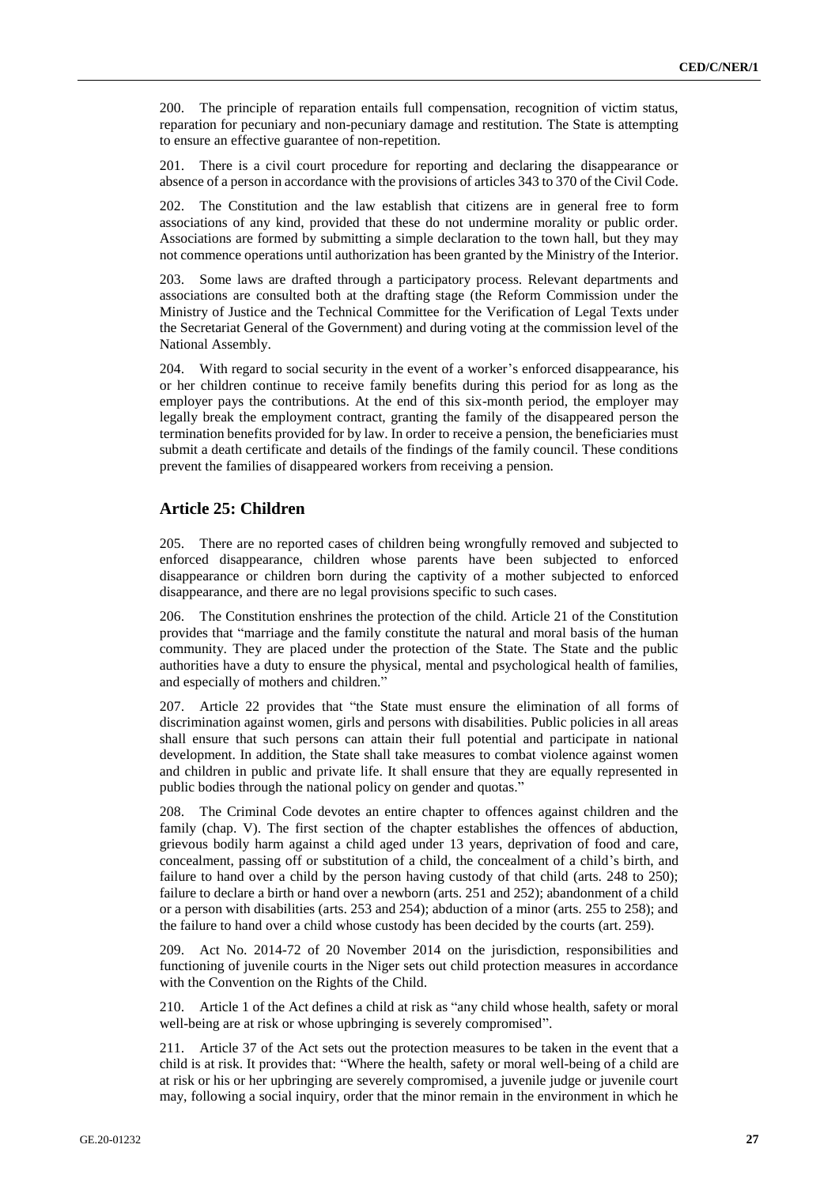200. The principle of reparation entails full compensation, recognition of victim status, reparation for pecuniary and non-pecuniary damage and restitution. The State is attempting to ensure an effective guarantee of non-repetition.

201. There is a civil court procedure for reporting and declaring the disappearance or absence of a person in accordance with the provisions of articles 343 to 370 of the Civil Code.

202. The Constitution and the law establish that citizens are in general free to form associations of any kind, provided that these do not undermine morality or public order. Associations are formed by submitting a simple declaration to the town hall, but they may not commence operations until authorization has been granted by the Ministry of the Interior.

203. Some laws are drafted through a participatory process. Relevant departments and associations are consulted both at the drafting stage (the Reform Commission under the Ministry of Justice and the Technical Committee for the Verification of Legal Texts under the Secretariat General of the Government) and during voting at the commission level of the National Assembly.

204. With regard to social security in the event of a worker's enforced disappearance, his or her children continue to receive family benefits during this period for as long as the employer pays the contributions. At the end of this six-month period, the employer may legally break the employment contract, granting the family of the disappeared person the termination benefits provided for by law. In order to receive a pension, the beneficiaries must submit a death certificate and details of the findings of the family council. These conditions prevent the families of disappeared workers from receiving a pension.

## Article 25: Children

205. There are no reported cases of children being wrongfully removed and subjected to enforced disappearance, children whose parents have been subjected to enforced disappearance or children born during the captivity of a mother subjected to enforced disappearance, and there are no legal provisions specific to such cases.

206. The Constitution enshrines the protection of the child. Article 21 of the Constitution provides that "marriage and the family constitute the natural and moral basis of the human community. They are placed under the protection of the State. The State and the public authorities have a duty to ensure the physical, mental and psychological health of families, and especially of mothers and children."

207. Article 22 provides that "the State must ensure the elimination of all forms of discrimination against women, girls and persons with disabilities. Public policies in all areas shall ensure that such persons can attain their full potential and participate in national development. In addition, the State shall take measures to combat violence against women and children in public and private life. It shall ensure that they are equally represented in public bodies through the national policy on gender and quotas."

208. The Criminal Code devotes an entire chapter to offences against children and the family (chap. V). The first section of the chapter establishes the offences of abduction, grievous bodily harm against a child aged under 13 years, deprivation of food and care, concealment, passing off or substitution of a child, the concealment of a child's birth, and failure to hand over a child by the person having custody of that child (arts. 248 to 250); failure to declare a birth or hand over a newborn (arts. 251 and 252); abandonment of a child or a person with disabilities (arts. 253 and 254); abduction of a minor (arts. 255 to 258); and the failure to hand over a child whose custody has been decided by the courts (art. 259).

209. Act No. 2014-72 of 20 November 2014 on the jurisdiction, responsibilities and functioning of juvenile courts in the Niger sets out child protection measures in accordance with the Convention on the Rights of the Child.

210. Article 1 of the Act defines a child at risk as "any child whose health, safety or moral well-being are at risk or whose upbringing is severely compromised".

211. Article 37 of the Act sets out the protection measures to be taken in the event that a child is at risk. It provides that: "Where the health, safety or moral well-being of a child are at risk or his or her upbringing are severely compromised, a juvenile judge or juvenile court may, following a social inquiry, order that the minor remain in the environment in which he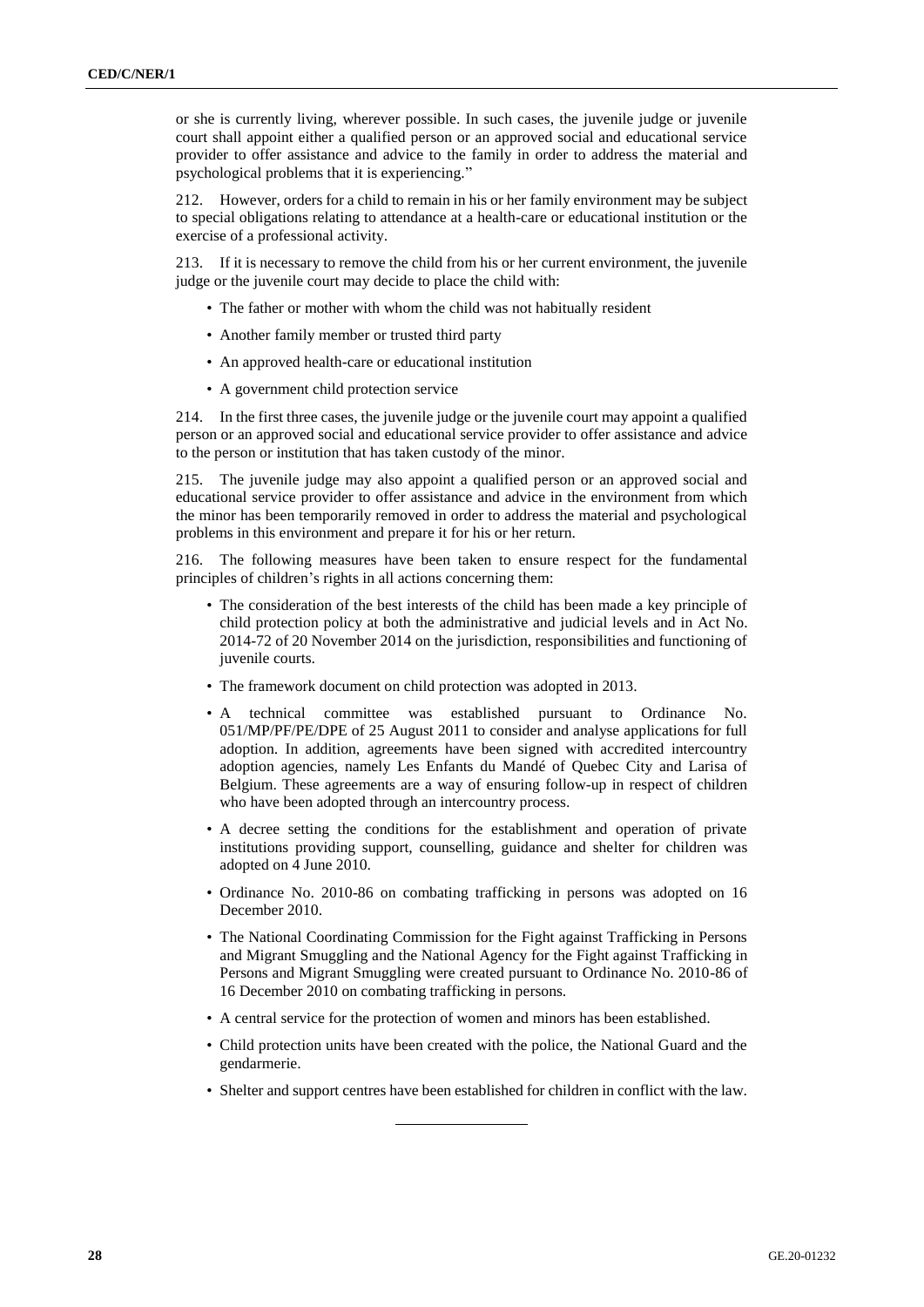or she is currently living, wherever possible. In such cases, the juvenile judge or juvenile court shall appoint either a qualified person or an approved social and educational service provider to offer assistance and advice to the family in order to address the material and psychological problems that it is experiencing."

212. However, orders for a child to remain in his or her family environment may be subject to special obligations relating to attendance at a health-care or educational institution or the exercise of a professional activity.

213. If it is necessary to remove the child from his or her current environment, the juvenile judge or the juvenile court may decide to place the child with:

- The father or mother with whom the child was not habitually resident
- Another family member or trusted third party
- An approved health-care or educational institution
- A government child protection service

214. In the first three cases, the juvenile judge or the juvenile court may appoint a qualified person or an approved social and educational service provider to offer assistance and advice to the person or institution that has taken custody of the minor.

215. The juvenile judge may also appoint a qualified person or an approved social and educational service provider to offer assistance and advice in the environment from which the minor has been temporarily removed in order to address the material and psychological problems in this environment and prepare it for his or her return.

216. The following measures have been taken to ensure respect for the fundamental principles of children's rights in all actions concerning them:

- The consideration of the best interests of the child has been made a key principle of child protection policy at both the administrative and judicial levels and in Act No. 2014-72 of 20 November 2014 on the jurisdiction, responsibilities and functioning of juvenile courts.
- The framework document on child protection was adopted in 2013.
- A technical committee was established pursuant to Ordinance No. 051/MP/PF/PE/DPE of 25 August 2011 to consider and analyse applications for full adoption. In addition, agreements have been signed with accredited intercountry adoption agencies, namely Les Enfants du Mandé of Quebec City and Larisa of Belgium. These agreements are a way of ensuring follow-up in respect of children who have been adopted through an intercountry process.
- A decree setting the conditions for the establishment and operation of private institutions providing support, counselling, guidance and shelter for children was adopted on 4 June 2010.
- Ordinance No. 2010-86 on combating trafficking in persons was adopted on 16 December 2010.
- The National Coordinating Commission for the Fight against Trafficking in Persons and Migrant Smuggling and the National Agency for the Fight against Trafficking in Persons and Migrant Smuggling were created pursuant to Ordinance No. 2010-86 of 16 December 2010 on combating trafficking in persons.
- A central service for the protection of women and minors has been established.
- Child protection units have been created with the police, the National Guard and the gendarmerie.
- Shelter and support centres have been established for children in conflict with the law.